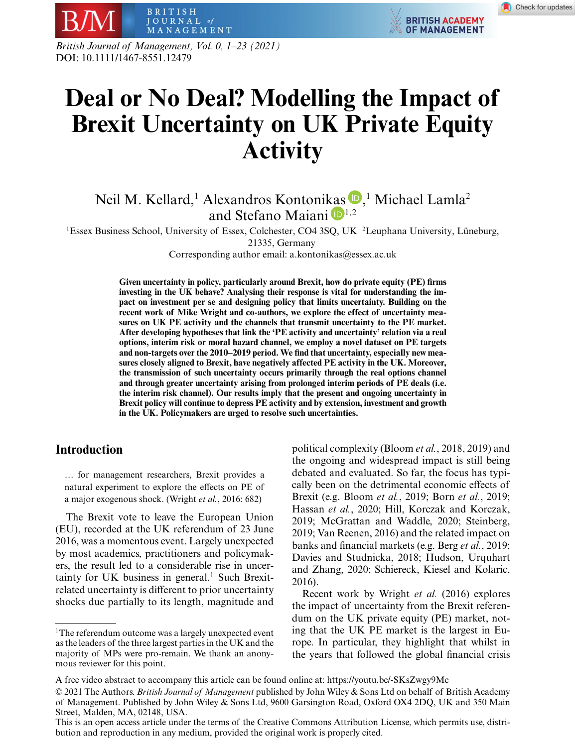# Deal or No Deal? Modelling the Impact of Brexit Uncertainty on UK Private Equity Activity

Neil M. Kellard,[1] Alexandros Kontonikas,[1] Michael Lamla[2] and Stefano Maiani[1,2]

[1]Essex Business School, University of Essex, Colchester, CO4 3SQ, UK [2]Leuphana University, Lüneburg, 21335, Germany

Corresponding author email: a.kontonikas@essex.ac.uk

**Given uncertainty in policy, particularly around Brexit, how do private equity (PE) firms investing in the UK behave? Analysing their response is vital for understanding the impact on investment per se and designing policy that limits uncertainty. Building on the recent work of Mike Wright and co-authors, we explore the effect of uncertainty measures on UK PE activity and the channels that transmit uncertainty to the PE market. After developing hypotheses that link the 'PE activity and uncertainty' relation via a real options, interim risk or moral hazard channel, we employ a novel dataset on PE targets and non-targets over the 2010–2019 period. We find that uncertainty, especially new measures closely aligned to Brexit, have negatively affected PE activity in the UK. Moreover, the transmission of such uncertainty occurs primarily through the real options channel and through greater uncertainty arising from prolonged interim periods of PE deals (i.e. the interim risk channel). Our results imply that the present and ongoing uncertainty in Brexit policy will continue to depress PE activity and by extension, investment and growth in the UK. Policymakers are urged to resolve such uncertainties.**

## Introduction

> … for management researchers, Brexit provides a natural experiment to explore the effects on PE of a major exogenous shock. (Wright *et al.*, 2016: 682)

The Brexit vote to leave the European Union (EU), recorded at the UK referendum of 23 June 2016, was a momentous event. Largely unexpected by most academics, practitioners and policymakers, the result led to a considerable rise in uncertainty for UK business in general.[1] Such Brexit-related uncertainty is different to prior uncertainty shocks due partially to its length, magnitude and political complexity (Bloom *et al.*, 2018, 2019) and the ongoing and widespread impact is still being debated and evaluated. So far, the focus has typically been on the detrimental economic effects of Brexit (e.g. Bloom *et al.*, 2019; Born *et al.*, 2019; Hassan *et al.*, 2020; Hill, Korczak and Korczak, 2019; McGrattan and Waddle, 2020; Steinberg, 2019; Van Reenen, 2016) and the related impact on banks and financial markets (e.g. Berg *et al.*, 2019; Davies and Studnicka, 2018; Hudson, Urquhart and Zhang, 2020; Schiereck, Kiesel and Kolaric, 2016).

Recent work by Wright *et al.* (2016) explores the impact of uncertainty from the Brexit referendum on the UK private equity (PE) market, noting that the UK PE market is the largest in Europe. In particular, they highlight that whilst in the years that followed the global financial crisis

[1]The referendum outcome was a largely unexpected event as the leaders of the three largest parties in the UK and the majority of MPs were pro-remain. We thank an anonymous reviewer for this point.

A free video abstract to accompany this article can be found online at: https://youtu.be/-SKsZwgy9Mc

© 2021 The Authors. *British Journal of Management* published by John Wiley & Sons Ltd on behalf of British Academy of Management. Published by John Wiley & Sons Ltd, 9600 Garsington Road, Oxford OX4 2DQ, UK and 350 Main Street, Malden, MA, 02148, USA.

This is an open access article under the terms of the Creative Commons Attribution License, which permits use, distribution and reproduction in any medium, provided the original work is properly cited.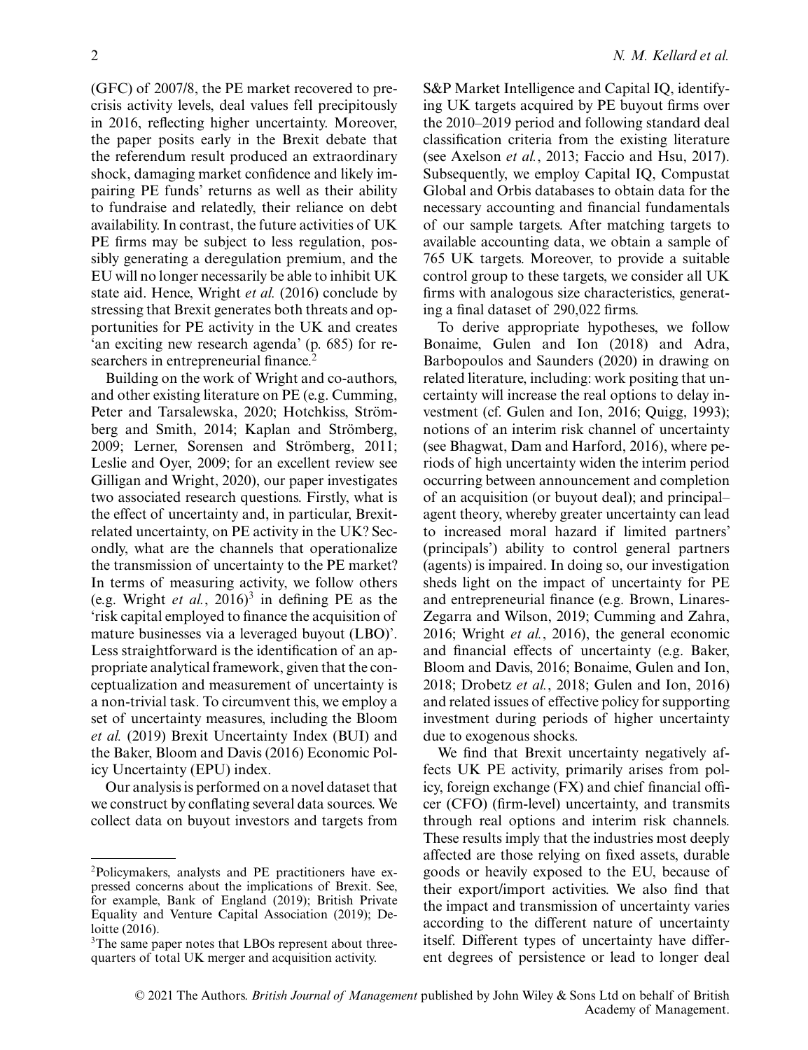(GFC) of 2007/8, the PE market recovered to pre-crisis activity levels, deal values fell precipitously in 2016, reflecting higher uncertainty. Moreover, the paper posits early in the Brexit debate that the referendum result produced an extraordinary shock, damaging market confidence and likely impairing PE funds' returns as well as their ability to fundraise and relatedly, their reliance on debt availability. In contrast, the future activities of UK PE firms may be subject to less regulation, possibly generating a deregulation premium, and the EU will no longer necessarily be able to inhibit UK state aid. Hence, Wright *et al.* (2016) conclude by stressing that Brexit generates both threats and opportunities for PE activity in the UK and creates 'an exciting new research agenda' (p. 685) for researchers in entrepreneurial finance.[2]

Building on the work of Wright and co-authors, and other existing literature on PE (e.g. Cumming, Peter and Tarsalewska, 2020; Hotchkiss, Strömberg and Smith, 2014; Kaplan and Strömberg, 2009; Lerner, Sorensen and Strömberg, 2011; Leslie and Oyer, 2009; for an excellent review see Gilligan and Wright, 2020), our paper investigates two associated research questions. Firstly, what is the effect of uncertainty and, in particular, Brexit-related uncertainty, on PE activity in the UK? Secondly, what are the channels that operationalize the transmission of uncertainty to the PE market? In terms of measuring activity, we follow others (e.g. Wright *et al.*, 2016)[3] in defining PE as the 'risk capital employed to finance the acquisition of mature businesses via a leveraged buyout (LBO)'. Less straightforward is the identification of an appropriate analytical framework, given that the conceptualization and measurement of uncertainty is a non-trivial task. To circumvent this, we employ a set of uncertainty measures, including the Bloom *et al.* (2019) Brexit Uncertainty Index (BUI) and the Baker, Bloom and Davis (2016) Economic Policy Uncertainty (EPU) index.

Our analysis is performed on a novel dataset that we construct by conflating several data sources. We collect data on buyout investors and targets from S&P Market Intelligence and Capital IQ, identifying UK targets acquired by PE buyout firms over the 2010–2019 period and following standard deal classification criteria from the existing literature (see Axelson *et al.*, 2013; Faccio and Hsu, 2017). Subsequently, we employ Capital IQ, Compustat Global and Orbis databases to obtain data for the necessary accounting and financial fundamentals of our sample targets. After matching targets to available accounting data, we obtain a sample of 765 UK targets. Moreover, to provide a suitable control group to these targets, we consider all UK firms with analogous size characteristics, generating a final dataset of 290,022 firms.

To derive appropriate hypotheses, we follow Bonaime, Gulen and Ion (2018) and Adra, Barbopoulos and Saunders (2020) in drawing on related literature, including: work positing that uncertainty will increase the real options to delay investment (cf. Gulen and Ion, 2016; Quigg, 1993); notions of an interim risk channel of uncertainty (see Bhagwat, Dam and Harford, 2016), where periods of high uncertainty widen the interim period occurring between announcement and completion of an acquisition (or buyout deal); and principal–agent theory, whereby greater uncertainty can lead to increased moral hazard if limited partners' (principals') ability to control general partners (agents) is impaired. In doing so, our investigation sheds light on the impact of uncertainty for PE and entrepreneurial finance (e.g. Brown, Linares-Zegarra and Wilson, 2019; Cumming and Zahra, 2016; Wright *et al.*, 2016), the general economic and financial effects of uncertainty (e.g. Baker, Bloom and Davis, 2016; Bonaime, Gulen and Ion, 2018; Drobetz *et al.*, 2018; Gulen and Ion, 2016) and related issues of effective policy for supporting investment during periods of higher uncertainty due to exogenous shocks.

We find that Brexit uncertainty negatively affects UK PE activity, primarily arises from policy, foreign exchange (FX) and chief financial officer (CFO) (firm-level) uncertainty, and transmits through real options and interim risk channels. These results imply that the industries most deeply affected are those relying on fixed assets, durable goods or heavily exposed to the EU, because of their export/import activities. We also find that the impact and transmission of uncertainty varies according to the different nature of uncertainty itself. Different types of uncertainty have different degrees of persistence or lead to longer deal

[2] Policymakers, analysts and PE practitioners have expressed concerns about the implications of Brexit. See, for example, Bank of England (2019); British Private Equality and Venture Capital Association (2019); Deloitte (2016).

[3] The same paper notes that LBOs represent about three-quarters of total UK merger and acquisition activity.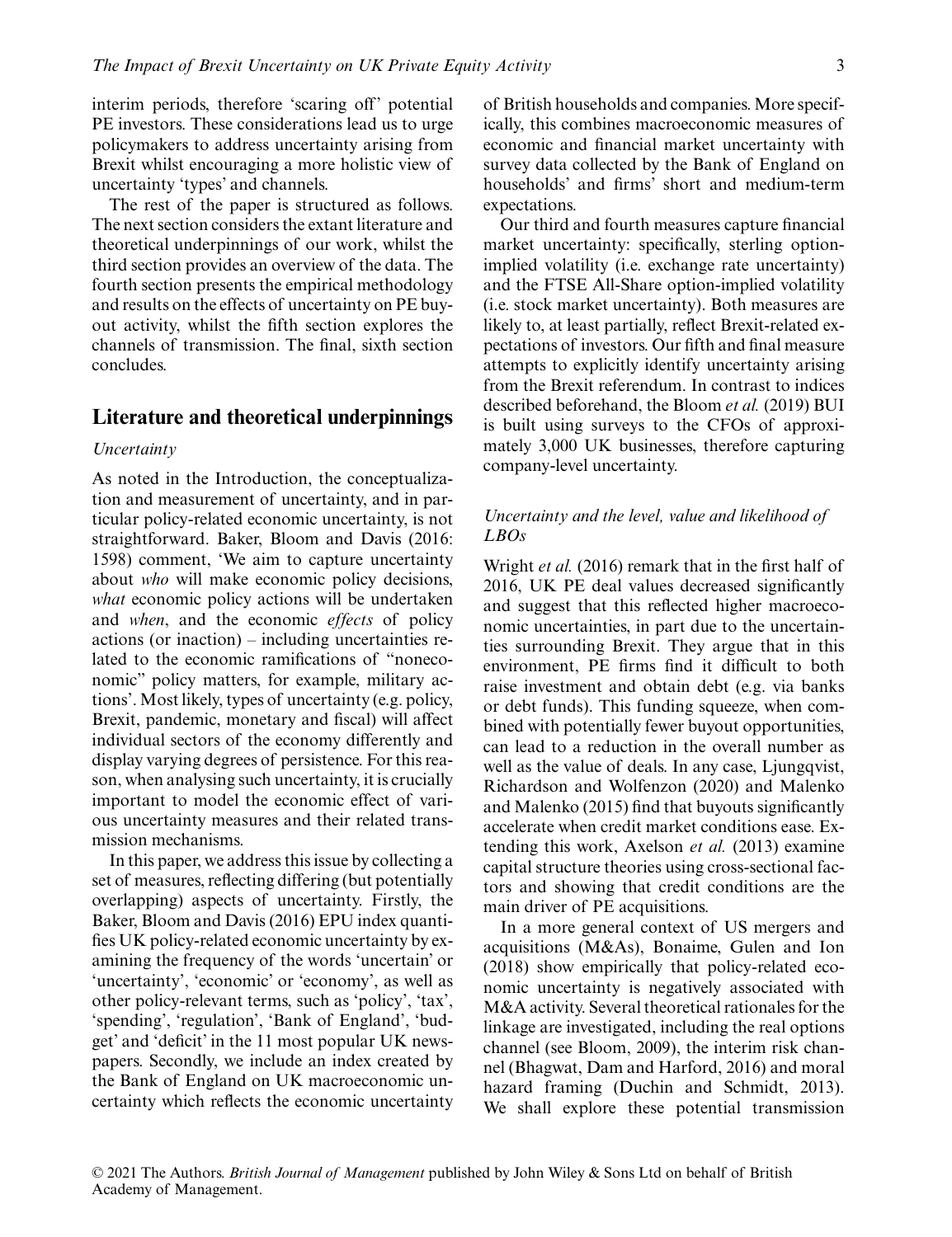interim periods, therefore 'scaring off' potential PE investors. These considerations lead us to urge policymakers to address uncertainty arising from Brexit whilst encouraging a more holistic view of uncertainty 'types' and channels.

The rest of the paper is structured as follows. The next section considers the extant literature and theoretical underpinnings of our work, whilst the third section provides an overview of the data. The fourth section presents the empirical methodology and results on the effects of uncertainty on PE buyout activity, whilst the fifth section explores the channels of transmission. The final, sixth section concludes.

## Literature and theoretical underpinnings

### *Uncertainty*

As noted in the Introduction, the conceptualization and measurement of uncertainty, and in particular policy-related economic uncertainty, is not straightforward. Baker, Bloom and Davis (2016: 1598) comment, 'We aim to capture uncertainty about *who* will make economic policy decisions, *what* economic policy actions will be undertaken and *when*, and the economic *effects* of policy actions (or inaction) – including uncertainties related to the economic ramifications of "noneconomic" policy matters, for example, military actions'. Most likely, types of uncertainty (e.g. policy, Brexit, pandemic, monetary and fiscal) will affect individual sectors of the economy differently and display varying degrees of persistence. For this reason, when analysing such uncertainty, it is crucially important to model the economic effect of various uncertainty measures and their related transmission mechanisms.

In this paper, we address this issue by collecting a set of measures, reflecting differing (but potentially overlapping) aspects of uncertainty. Firstly, the Baker, Bloom and Davis (2016) EPU index quantifies UK policy-related economic uncertainty by examining the frequency of the words 'uncertain' or 'uncertainty', 'economic' or 'economy', as well as other policy-relevant terms, such as 'policy', 'tax', 'spending', 'regulation', 'Bank of England', 'budget' and 'deficit' in the 11 most popular UK newspapers. Secondly, we include an index created by the Bank of England on UK macroeconomic uncertainty which reflects the economic uncertainty of British households and companies. More specifically, this combines macroeconomic measures of economic and financial market uncertainty with survey data collected by the Bank of England on households' and firms' short and medium-term expectations.

Our third and fourth measures capture financial market uncertainty: specifically, sterling option-implied volatility (i.e. exchange rate uncertainty) and the FTSE All-Share option-implied volatility (i.e. stock market uncertainty). Both measures are likely to, at least partially, reflect Brexit-related expectations of investors. Our fifth and final measure attempts to explicitly identify uncertainty arising from the Brexit referendum. In contrast to indices described beforehand, the Bloom *et al.* (2019) BUI is built using surveys to the CFOs of approximately 3,000 UK businesses, therefore capturing company-level uncertainty.

### *Uncertainty and the level, value and likelihood of LBOs*

Wright *et al.* (2016) remark that in the first half of 2016, UK PE deal values decreased significantly and suggest that this reflected higher macroeconomic uncertainties, in part due to the uncertainties surrounding Brexit. They argue that in this environment, PE firms find it difficult to both raise investment and obtain debt (e.g. via banks or debt funds). This funding squeeze, when combined with potentially fewer buyout opportunities, can lead to a reduction in the overall number as well as the value of deals. In any case, Ljungqvist, Richardson and Wolfenzon (2020) and Malenko and Malenko (2015) find that buyouts significantly accelerate when credit market conditions ease. Extending this work, Axelson *et al.* (2013) examine capital structure theories using cross-sectional factors and showing that credit conditions are the main driver of PE acquisitions.

In a more general context of US mergers and acquisitions (M&As), Bonaime, Gulen and Ion (2018) show empirically that policy-related economic uncertainty is negatively associated with M&A activity. Several theoretical rationales for the linkage are investigated, including the real options channel (see Bloom, 2009), the interim risk channel (Bhagwat, Dam and Harford, 2016) and moral hazard framing (Duchin and Schmidt, 2013). We shall explore these potential transmission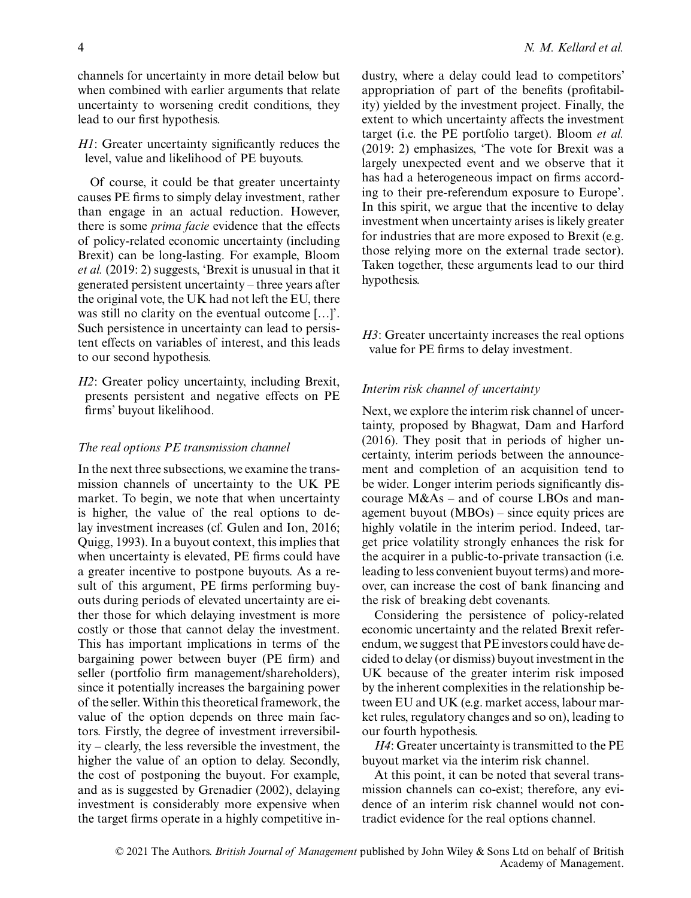channels for uncertainty in more detail below but when combined with earlier arguments that relate uncertainty to worsening credit conditions, they lead to our first hypothesis.

*H1*: Greater uncertainty significantly reduces the level, value and likelihood of PE buyouts.

Of course, it could be that greater uncertainty causes PE firms to simply delay investment, rather than engage in an actual reduction. However, there is some *prima facie* evidence that the effects of policy-related economic uncertainty (including Brexit) can be long-lasting. For example, Bloom *et al.* (2019: 2) suggests, 'Brexit is unusual in that it generated persistent uncertainty – three years after the original vote, the UK had not left the EU, there was still no clarity on the eventual outcome […]'. Such persistence in uncertainty can lead to persistent effects on variables of interest, and this leads to our second hypothesis.

*H2*: Greater policy uncertainty, including Brexit, presents persistent and negative effects on PE firms' buyout likelihood.

### *The real options PE transmission channel*

In the next three subsections, we examine the transmission channels of uncertainty to the UK PE market. To begin, we note that when uncertainty is higher, the value of the real options to delay investment increases (cf. Gulen and Ion, 2016; Quigg, 1993). In a buyout context, this implies that when uncertainty is elevated, PE firms could have a greater incentive to postpone buyouts. As a result of this argument, PE firms performing buyouts during periods of elevated uncertainty are either those for which delaying investment is more costly or those that cannot delay the investment. This has important implications in terms of the bargaining power between buyer (PE firm) and seller (portfolio firm management/shareholders), since it potentially increases the bargaining power of the seller. Within this theoretical framework, the value of the option depends on three main factors. Firstly, the degree of investment irreversibility – clearly, the less reversible the investment, the higher the value of an option to delay. Secondly, the cost of postponing the buyout. For example, and as is suggested by Grenadier (2002), delaying investment is considerably more expensive when the target firms operate in a highly competitive industry, where a delay could lead to competitors' appropriation of part of the benefits (profitability) yielded by the investment project. Finally, the extent to which uncertainty affects the investment target (i.e. the PE portfolio target). Bloom *et al.* (2019: 2) emphasizes, 'The vote for Brexit was a largely unexpected event and we observe that it has had a heterogeneous impact on firms according to their pre-referendum exposure to Europe'. In this spirit, we argue that the incentive to delay investment when uncertainty arises is likely greater for industries that are more exposed to Brexit (e.g. those relying more on the external trade sector). Taken together, these arguments lead to our third hypothesis.

*H3*: Greater uncertainty increases the real options value for PE firms to delay investment.

### *Interim risk channel of uncertainty*

Next, we explore the interim risk channel of uncertainty, proposed by Bhagwat, Dam and Harford (2016). They posit that in periods of higher uncertainty, interim periods between the announcement and completion of an acquisition tend to be wider. Longer interim periods significantly discourage M&As – and of course LBOs and management buyout (MBOs) – since equity prices are highly volatile in the interim period. Indeed, target price volatility strongly enhances the risk for the acquirer in a public-to-private transaction (i.e. leading to less convenient buyout terms) and moreover, can increase the cost of bank financing and the risk of breaking debt covenants.

Considering the persistence of policy-related economic uncertainty and the related Brexit referendum, we suggest that PE investors could have decided to delay (or dismiss) buyout investment in the UK because of the greater interim risk imposed by the inherent complexities in the relationship between EU and UK (e.g. market access, labour market rules, regulatory changes and so on), leading to our fourth hypothesis.

*H4*: Greater uncertainty is transmitted to the PE buyout market via the interim risk channel.

At this point, it can be noted that several transmission channels can co-exist; therefore, any evidence of an interim risk channel would not contradict evidence for the real options channel.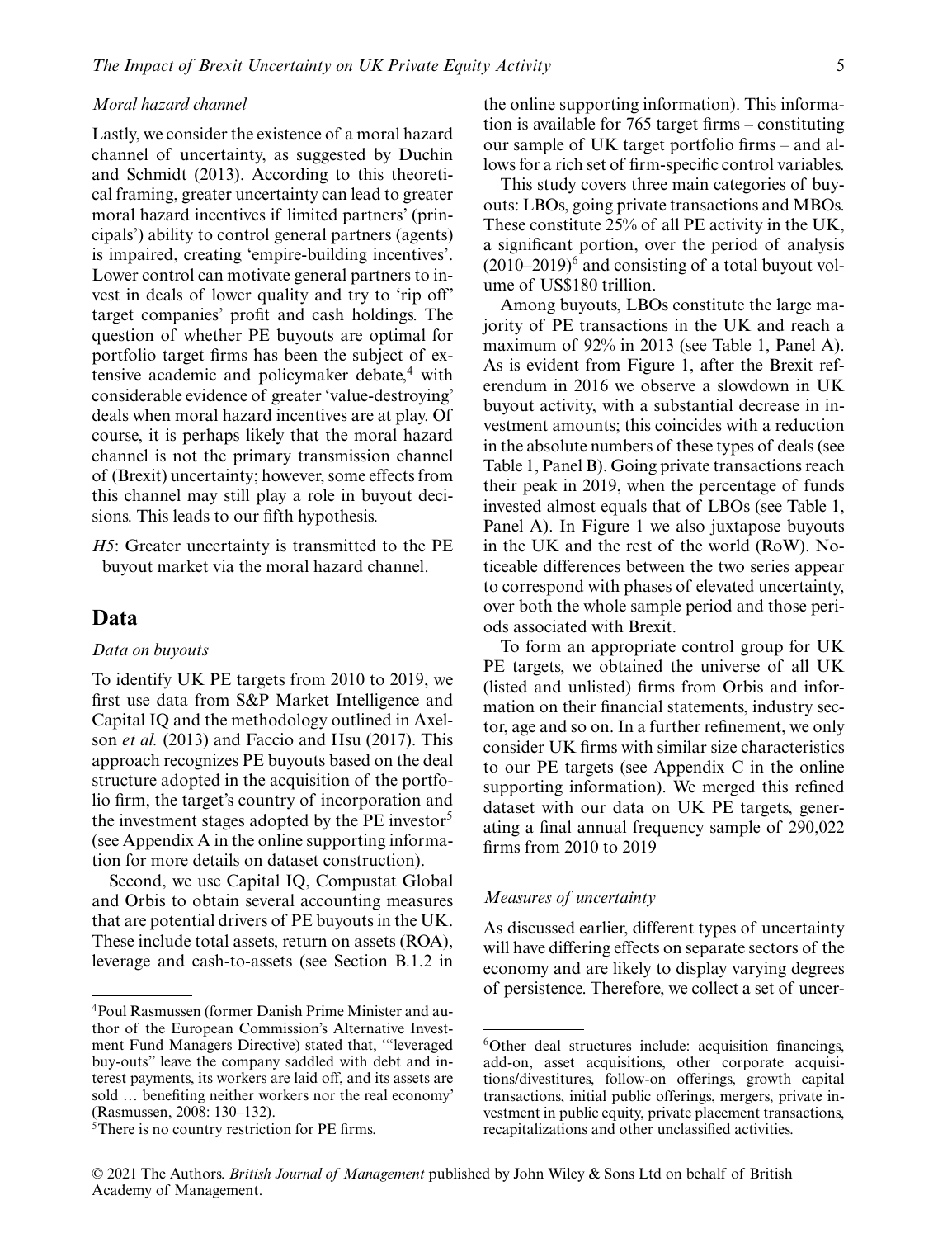### *Moral hazard channel*

Lastly, we consider the existence of a moral hazard channel of uncertainty, as suggested by Duchin and Schmidt (2013). According to this theoretical framing, greater uncertainty can lead to greater moral hazard incentives if limited partners' (principals') ability to control general partners (agents) is impaired, creating 'empire-building incentives'. Lower control can motivate general partners to invest in deals of lower quality and try to 'rip off' target companies' profit and cash holdings. The question of whether PE buyouts are optimal for portfolio target firms has been the subject of extensive academic and policymaker debate,[4] with considerable evidence of greater 'value-destroying' deals when moral hazard incentives are at play. Of course, it is perhaps likely that the moral hazard channel is not the primary transmission channel of (Brexit) uncertainty; however, some effects from this channel may still play a role in buyout decisions. This leads to our fifth hypothesis.

*H5*: Greater uncertainty is transmitted to the PE buyout market via the moral hazard channel.

## Data

### *Data on buyouts*

To identify UK PE targets from 2010 to 2019, we first use data from S&P Market Intelligence and Capital IQ and the methodology outlined in Axelson *et al.* (2013) and Faccio and Hsu (2017). This approach recognizes PE buyouts based on the deal structure adopted in the acquisition of the portfolio firm, the target's country of incorporation and the investment stages adopted by the PE investor[5] (see Appendix A in the online supporting information for more details on dataset construction).

Second, we use Capital IQ, Compustat Global and Orbis to obtain several accounting measures that are potential drivers of PE buyouts in the UK. These include total assets, return on assets (ROA), leverage and cash-to-assets (see Section B.1.2 in the online supporting information). This information is available for 765 target firms – constituting our sample of UK target portfolio firms – and allows for a rich set of firm-specific control variables.

This study covers three main categories of buyouts: LBOs, going private transactions and MBOs. These constitute 25% of all PE activity in the UK, a significant portion, over the period of analysis (2010–2019)[6] and consisting of a total buyout volume of US$180 trillion.

Among buyouts, LBOs constitute the large majority of PE transactions in the UK and reach a maximum of 92% in 2013 (see Table 1, Panel A). As is evident from Figure 1, after the Brexit referendum in 2016 we observe a slowdown in UK buyout activity, with a substantial decrease in investment amounts; this coincides with a reduction in the absolute numbers of these types of deals (see Table 1, Panel B). Going private transactions reach their peak in 2019, when the percentage of funds invested almost equals that of LBOs (see Table 1, Panel A). In Figure 1 we also juxtapose buyouts in the UK and the rest of the world (RoW). Noticeable differences between the two series appear to correspond with phases of elevated uncertainty, over both the whole sample period and those periods associated with Brexit.

To form an appropriate control group for UK PE targets, we obtained the universe of all UK (listed and unlisted) firms from Orbis and information on their financial statements, industry sector, age and so on. In a further refinement, we only consider UK firms with similar size characteristics to our PE targets (see Appendix C in the online supporting information). We merged this refined dataset with our data on UK PE targets, generating a final annual frequency sample of 290,022 firms from 2010 to 2019

### *Measures of uncertainty*

As discussed earlier, different types of uncertainty will have differing effects on separate sectors of the economy and are likely to display varying degrees of persistence. Therefore, we collect a set of uncer-

---

[4] Poul Rasmussen (former Danish Prime Minister and author of the European Commission's Alternative Investment Fund Managers Directive) stated that, '"leveraged buy-outs" leave the company saddled with debt and interest payments, its workers are laid off, and its assets are sold … benefiting neither workers nor the real economy' (Rasmussen, 2008: 130–132).

[5] There is no country restriction for PE firms.

[6] Other deal structures include: acquisition financings, add-on, asset acquisitions, other corporate acquisitions/divestitures, follow-on offerings, growth capital transactions, initial public offerings, mergers, private investment in public equity, private placement transactions, recapitalizations and other unclassified activities.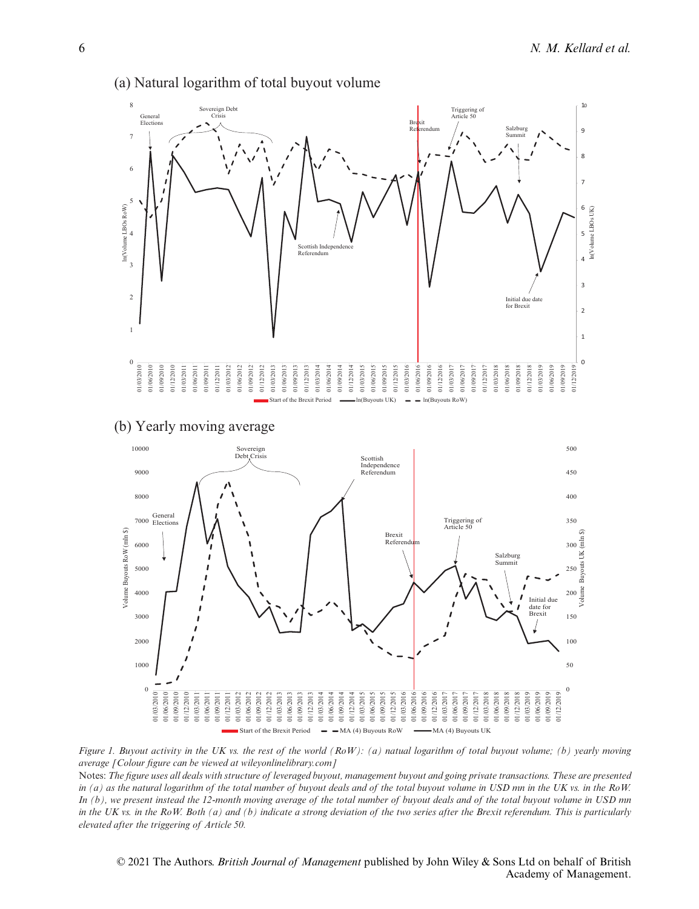(a) Natural logarithm of total buyout volume

(b) Yearly moving average

*Figure 1. Buyout activity in the UK vs. the rest of the world (RoW): (a) natual logarithm of total buyout volume; (b) yearly moving average [Colour figure can be viewed at wileyonlinelibrary.com]*

Notes: *The figure uses all deals with structure of leveraged buyout, management buyout and going private transactions. These are presented in (a) as the natural logarithm of the total number of buyout deals and of the total buyout volume in USD mn in the UK vs. in the RoW. In (b), we present instead the 12-month moving average of the total number of buyout deals and of the total buyout volume in USD mn in the UK vs. in the RoW. Both (a) and (b) indicate a strong deviation of the two series after the Brexit referendum. This is particularly elevated after the triggering of Article 50.*

© 2021 The Authors. *British Journal of Management* published by John Wiley & Sons Ltd on behalf of British Academy of Management.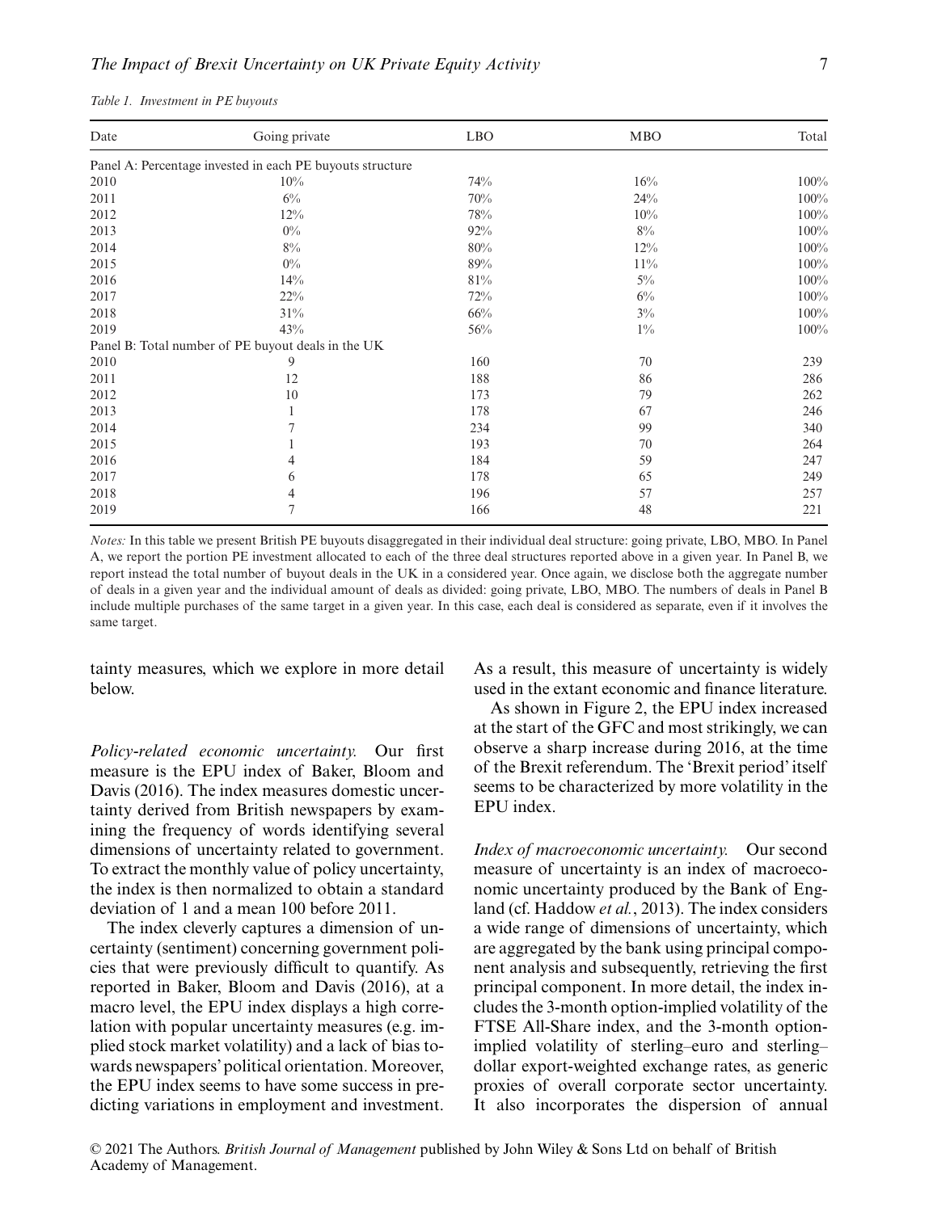*Table 1. Investment in PE buyouts*

| Date | Going private | LBO | MBO | Total |
|---|---|---|---|---|
| Panel A: Percentage invested in each PE buyouts structure | | | | |
| 2010 | 10% | 74% | 16% | 100% |
| 2011 | 6% | 70% | 24% | 100% |
| 2012 | 12% | 78% | 10% | 100% |
| 2013 | 0% | 92% | 8% | 100% |
| 2014 | 8% | 80% | 12% | 100% |
| 2015 | 0% | 89% | 11% | 100% |
| 2016 | 14% | 81% | 5% | 100% |
| 2017 | 22% | 72% | 6% | 100% |
| 2018 | 31% | 66% | 3% | 100% |
| 2019 | 43% | 56% | 1% | 100% |
| Panel B: Total number of PE buyout deals in the UK | | | | |
| 2010 | 9 | 160 | 70 | 239 |
| 2011 | 12 | 188 | 86 | 286 |
| 2012 | 10 | 173 | 79 | 262 |
| 2013 | 1 | 178 | 67 | 246 |
| 2014 | 7 | 234 | 99 | 340 |
| 2015 | 1 | 193 | 70 | 264 |
| 2016 | 4 | 184 | 59 | 247 |
| 2017 | 6 | 178 | 65 | 249 |
| 2018 | 4 | 196 | 57 | 257 |
| 2019 | 7 | 166 | 48 | 221 |

*Notes:* In this table we present British PE buyouts disaggregated in their individual deal structure: going private, LBO, MBO. In Panel A, we report the portion PE investment allocated to each of the three deal structures reported above in a given year. In Panel B, we report instead the total number of buyout deals in the UK in a considered year. Once again, we disclose both the aggregate number of deals in a given year and the individual amount of deals as divided: going private, LBO, MBO. The numbers of deals in Panel B include multiple purchases of the same target in a given year. In this case, each deal is considered as separate, even if it involves the same target.

tainty measures, which we explore in more detail below.

*Policy-related economic uncertainty.* Our first measure is the EPU index of Baker, Bloom and Davis (2016). The index measures domestic uncertainty derived from British newspapers by examining the frequency of words identifying several dimensions of uncertainty related to government. To extract the monthly value of policy uncertainty, the index is then normalized to obtain a standard deviation of 1 and a mean 100 before 2011.

The index cleverly captures a dimension of uncertainty (sentiment) concerning government policies that were previously difficult to quantify. As reported in Baker, Bloom and Davis (2016), at a macro level, the EPU index displays a high correlation with popular uncertainty measures (e.g. implied stock market volatility) and a lack of bias towards newspapers' political orientation. Moreover, the EPU index seems to have some success in predicting variations in employment and investment. As a result, this measure of uncertainty is widely used in the extant economic and finance literature.

As shown in Figure 2, the EPU index increased at the start of the GFC and most strikingly, we can observe a sharp increase during 2016, at the time of the Brexit referendum. The 'Brexit period' itself seems to be characterized by more volatility in the EPU index.

*Index of macroeconomic uncertainty.* Our second measure of uncertainty is an index of macroeconomic uncertainty produced by the Bank of England (cf. Haddow *et al.*, 2013). The index considers a wide range of dimensions of uncertainty, which are aggregated by the bank using principal component analysis and subsequently, retrieving the first principal component. In more detail, the index includes the 3-month option-implied volatility of the FTSE All-Share index, and the 3-month option-implied volatility of sterling–euro and sterling–dollar export-weighted exchange rates, as generic proxies of overall corporate sector uncertainty. It also incorporates the dispersion of annual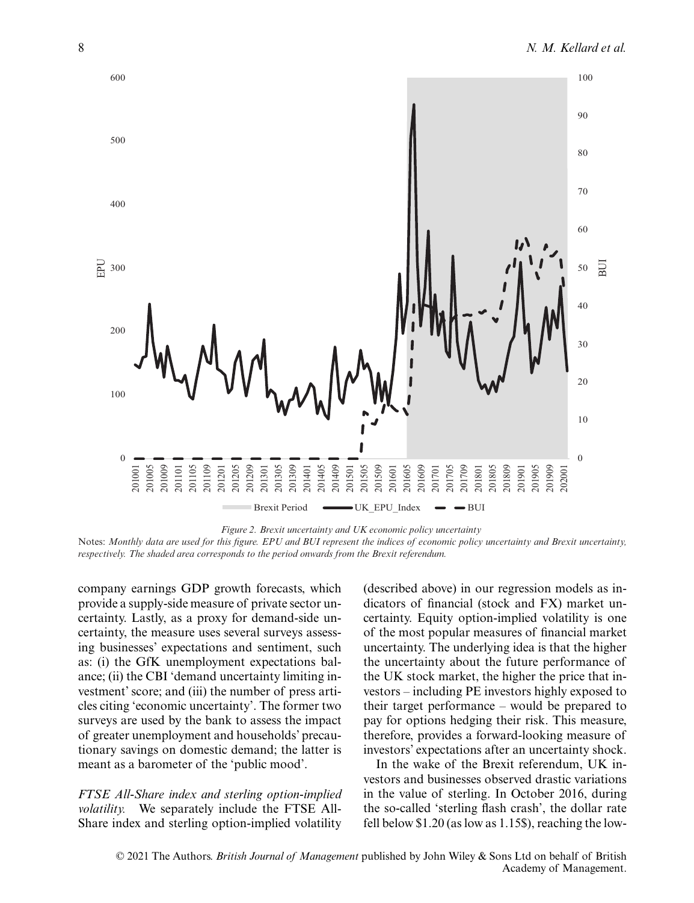*Figure 2. Brexit uncertainty and UK economic policy uncertainty*

Notes: *Monthly data are used for this figure. EPU and BUI represent the indices of economic policy uncertainty and Brexit uncertainty, respectively. The shaded area corresponds to the period onwards from the Brexit referendum.*

company earnings GDP growth forecasts, which provide a supply-side measure of private sector uncertainty. Lastly, as a proxy for demand-side uncertainty, the measure uses several surveys assessing businesses' expectations and sentiment, such as: (i) the GfK unemployment expectations balance; (ii) the CBI 'demand uncertainty limiting investment' score; and (iii) the number of press articles citing 'economic uncertainty'. The former two surveys are used by the bank to assess the impact of greater unemployment and households' precautionary savings on domestic demand; the latter is meant as a barometer of the 'public mood'.

*FTSE All-Share index and sterling option-implied volatility.* We separately include the FTSE All-Share index and sterling option-implied volatility (described above) in our regression models as indicators of financial (stock and FX) market uncertainty. Equity option-implied volatility is one of the most popular measures of financial market uncertainty. The underlying idea is that the higher the uncertainty about the future performance of the UK stock market, the higher the price that investors – including PE investors highly exposed to their target performance – would be prepared to pay for options hedging their risk. This measure, therefore, provides a forward-looking measure of investors' expectations after an uncertainty shock.

In the wake of the Brexit referendum, UK investors and businesses observed drastic variations in the value of sterling. In October 2016, during the so-called 'sterling flash crash', the dollar rate fell below $1.20 (as low as 1.15$), reaching the low-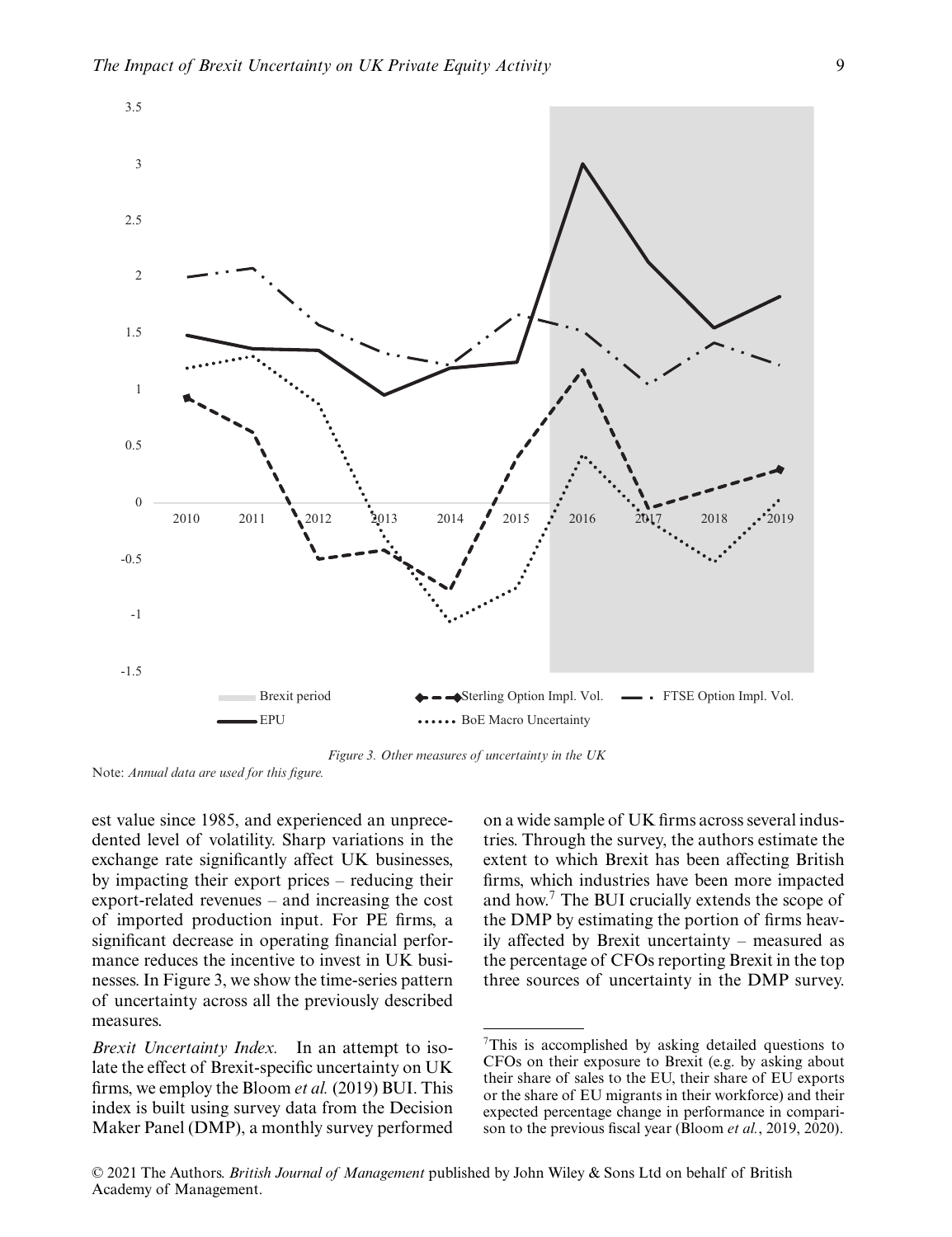*Figure 3. Other measures of uncertainty in the UK*

Note: *Annual data are used for this figure.*

est value since 1985, and experienced an unprecedented level of volatility. Sharp variations in the exchange rate significantly affect UK businesses, by impacting their export prices – reducing their export-related revenues – and increasing the cost of imported production input. For PE firms, a significant decrease in operating financial performance reduces the incentive to invest in UK businesses. In Figure 3, we show the time-series pattern of uncertainty across all the previously described measures.

*Brexit Uncertainty Index.* In an attempt to isolate the effect of Brexit-specific uncertainty on UK firms, we employ the Bloom *et al.* (2019) BUI. This index is built using survey data from the Decision Maker Panel (DMP), a monthly survey performed on a wide sample of UK firms across several industries. Through the survey, the authors estimate the extent to which Brexit has been affecting British firms, which industries have been more impacted and how.[7] The BUI crucially extends the scope of the DMP by estimating the portion of firms heavily affected by Brexit uncertainty – measured as the percentage of CFOs reporting Brexit in the top three sources of uncertainty in the DMP survey.

[7]This is accomplished by asking detailed questions to CFOs on their exposure to Brexit (e.g. by asking about their share of sales to the EU, their share of EU exports or the share of EU migrants in their workforce) and their expected percentage change in performance in comparison to the previous fiscal year (Bloom *et al.*, 2019, 2020).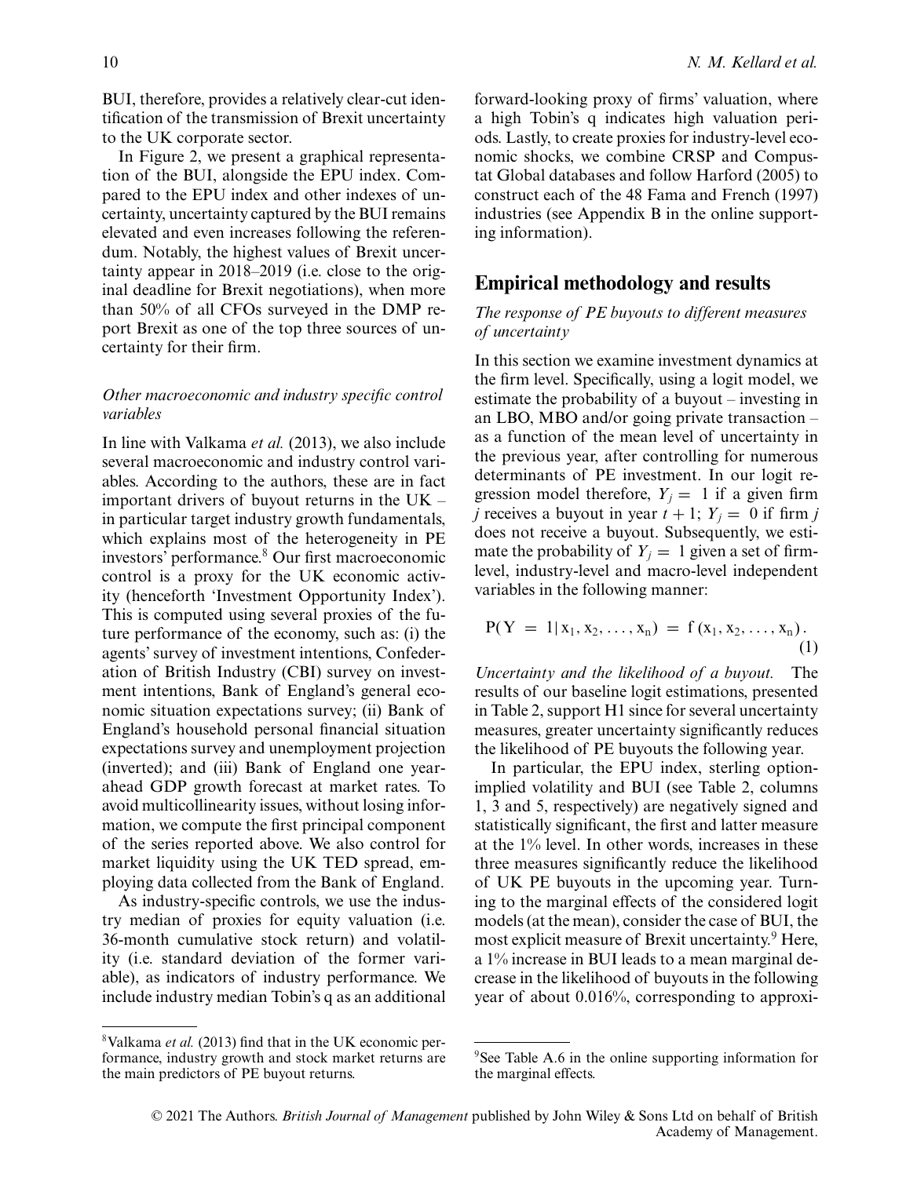BUI, therefore, provides a relatively clear-cut identification of the transmission of Brexit uncertainty to the UK corporate sector.

In Figure 2, we present a graphical representation of the BUI, alongside the EPU index. Compared to the EPU index and other indexes of uncertainty, uncertainty captured by the BUI remains elevated and even increases following the referendum. Notably, the highest values of Brexit uncertainty appear in 2018–2019 (i.e. close to the original deadline for Brexit negotiations), when more than 50% of all CFOs surveyed in the DMP report Brexit as one of the top three sources of uncertainty for their firm.

### *Other macroeconomic and industry specific control variables*

In line with Valkama *et al.* (2013), we also include several macroeconomic and industry control variables. According to the authors, these are in fact important drivers of buyout returns in the UK – in particular target industry growth fundamentals, which explains most of the heterogeneity in PE investors' performance.[8] Our first macroeconomic control is a proxy for the UK economic activity (henceforth 'Investment Opportunity Index'). This is computed using several proxies of the future performance of the economy, such as: (i) the agents' survey of investment intentions, Confederation of British Industry (CBI) survey on investment intentions, Bank of England's general economic situation expectations survey; (ii) Bank of England's household personal financial situation expectations survey and unemployment projection (inverted); and (iii) Bank of England one year-ahead GDP growth forecast at market rates. To avoid multicollinearity issues, without losing information, we compute the first principal component of the series reported above. We also control for market liquidity using the UK TED spread, employing data collected from the Bank of England.

As industry-specific controls, we use the industry median of proxies for equity valuation (i.e. 36-month cumulative stock return) and volatility (i.e. standard deviation of the former variable), as indicators of industry performance. We include industry median Tobin's q as an additional forward-looking proxy of firms' valuation, where a high Tobin's q indicates high valuation periods. Lastly, to create proxies for industry-level economic shocks, we combine CRSP and Compustat Global databases and follow Harford (2005) to construct each of the 48 Fama and French (1997) industries (see Appendix B in the online supporting information).

## Empirical methodology and results

### *The response of PE buyouts to different measures of uncertainty*

In this section we examine investment dynamics at the firm level. Specifically, using a logit model, we estimate the probability of a buyout – investing in an LBO, MBO and/or going private transaction – as a function of the mean level of uncertainty in the previous year, after controlling for numerous determinants of PE investment. In our logit regression model therefore, $Y_j = 1$ if a given firm $j$ receives a buyout in year $t + 1$; $Y_j = 0$ if firm $j$ does not receive a buyout. Subsequently, we estimate the probability of $Y_j = 1$ given a set of firm-level, industry-level and macro-level independent variables in the following manner:

$$P(Y = 1 | x_1, x_2, \ldots, x_n) = f(x_1, x_2, \ldots, x_n). \quad (1)$$

*Uncertainty and the likelihood of a buyout.* The results of our baseline logit estimations, presented in Table 2, support H1 since for several uncertainty measures, greater uncertainty significantly reduces the likelihood of PE buyouts the following year.

In particular, the EPU index, sterling option-implied volatility and BUI (see Table 2, columns 1, 3 and 5, respectively) are negatively signed and statistically significant, the first and latter measure at the 1% level. In other words, increases in these three measures significantly reduce the likelihood of UK PE buyouts in the upcoming year. Turning to the marginal effects of the considered logit models (at the mean), consider the case of BUI, the most explicit measure of Brexit uncertainty.[9] Here, a 1% increase in BUI leads to a mean marginal decrease in the likelihood of buyouts in the following year of about 0.016%, corresponding to approxi-

---

[8]Valkama *et al.* (2013) find that in the UK economic performance, industry growth and stock market returns are the main predictors of PE buyout returns.

[9]See Table A.6 in the online supporting information for the marginal effects.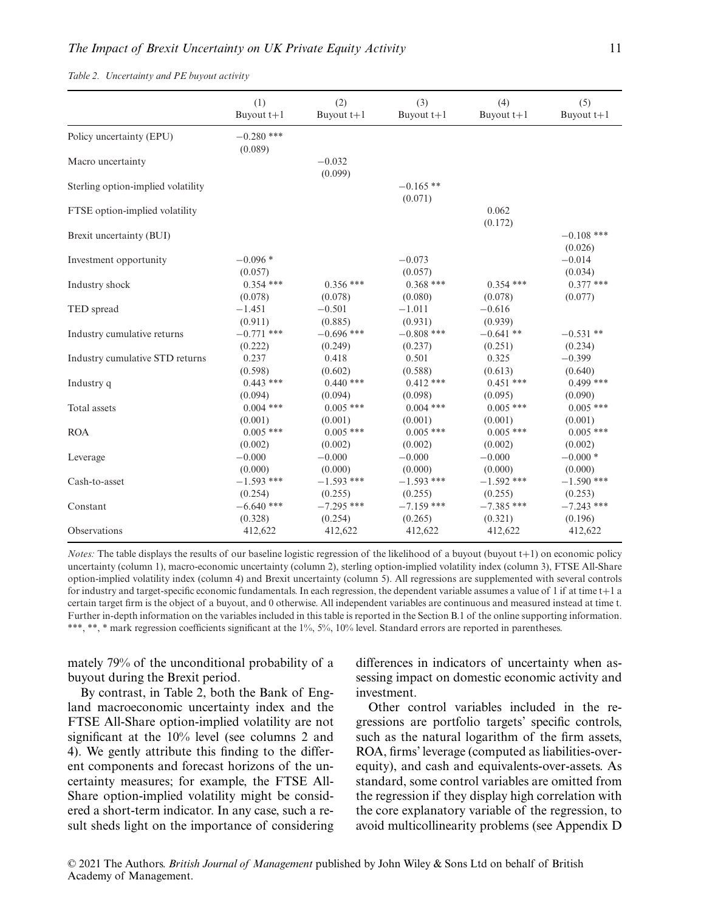*Table 2. Uncertainty and PE buyout activity*

| | (1) Buyout t+1 | (2) Buyout t+1 | (3) Buyout t+1 | (4) Buyout t+1 | (5) Buyout t+1 |
|---|---|---|---|---|---|
| Policy uncertainty (EPU) | −0.280 *** | | | | |
| | (0.089) | | | | |
| Macro uncertainty | | −0.032 | | | |
| | | (0.099) | | | |
| Sterling option-implied volatility | | | −0.165 ** | | |
| | | | (0.071) | | |
| FTSE option-implied volatility | | | | 0.062 | |
| | | | | (0.172) | |
| Brexit uncertainty (BUI) | | | | | −0.108 *** |
| | | | | | (0.026) |
| Investment opportunity | −0.096 * | | −0.073 | | −0.014 |
| | (0.057) | | (0.057) | | (0.034) |
| Industry shock | 0.354 *** | 0.356 *** | 0.368 *** | 0.354 *** | 0.377 *** |
| | (0.078) | (0.078) | (0.080) | (0.078) | (0.077) |
| TED spread | −1.451 | −0.501 | −1.011 | −0.616 | |
| | (0.911) | (0.885) | (0.931) | (0.939) | |
| Industry cumulative returns | −0.771 *** | −0.696 *** | −0.808 *** | −0.641 ** | −0.531 ** |
| | (0.222) | (0.249) | (0.237) | (0.251) | (0.234) |
| Industry cumulative STD returns | 0.237 | 0.418 | 0.501 | 0.325 | −0.399 |
| | (0.598) | (0.602) | (0.588) | (0.613) | (0.640) |
| Industry q | 0.443 *** | 0.440 *** | 0.412 *** | 0.451 *** | 0.499 *** |
| | (0.094) | (0.094) | (0.098) | (0.095) | (0.090) |
| Total assets | 0.004 *** | 0.005 *** | 0.004 *** | 0.005 *** | 0.005 *** |
| | (0.001) | (0.001) | (0.001) | (0.001) | (0.001) |
| ROA | 0.005 *** | 0.005 *** | 0.005 *** | 0.005 *** | 0.005 *** |
| | (0.002) | (0.002) | (0.002) | (0.002) | (0.002) |
| Leverage | −0.000 | −0.000 | −0.000 | −0.000 | −0.000 * |
| | (0.000) | (0.000) | (0.000) | (0.000) | (0.000) |
| Cash-to-asset | −1.593 *** | −1.593 *** | −1.593 *** | −1.592 *** | −1.590 *** |
| | (0.254) | (0.255) | (0.255) | (0.255) | (0.253) |
| Constant | −6.640 *** | −7.295 *** | −7.159 *** | −7.385 *** | −7.243 *** |
| | (0.328) | (0.254) | (0.265) | (0.321) | (0.196) |
| Observations | 412,622 | 412,622 | 412,622 | 412,622 | 412,622 |

*Notes:* The table displays the results of our baseline logistic regression of the likelihood of a buyout (buyout t+1) on economic policy uncertainty (column 1), macro-economic uncertainty (column 2), sterling option-implied volatility index (column 3), FTSE All-Share option-implied volatility index (column 4) and Brexit uncertainty (column 5). All regressions are supplemented with several controls for industry and target-specific economic fundamentals. In each regression, the dependent variable assumes a value of 1 if at time t+1 a certain target firm is the object of a buyout, and 0 otherwise. All independent variables are continuous and measured instead at time t. Further in-depth information on the variables included in this table is reported in the Section B.1 of the online supporting information. ***, **, * mark regression coefficients significant at the 1%, 5%, 10% level. Standard errors are reported in parentheses.

mately 79% of the unconditional probability of a buyout during the Brexit period.

By contrast, in Table 2, both the Bank of England macroeconomic uncertainty index and the FTSE All-Share option-implied volatility are not significant at the 10% level (see columns 2 and 4). We gently attribute this finding to the different components and forecast horizons of the uncertainty measures; for example, the FTSE All-Share option-implied volatility might be considered a short-term indicator. In any case, such a result sheds light on the importance of considering differences in indicators of uncertainty when assessing impact on domestic economic activity and investment.

Other control variables included in the regressions are portfolio targets' specific controls, such as the natural logarithm of the firm assets, ROA, firms' leverage (computed as liabilities-over-equity), and cash and equivalents-over-assets. As standard, some control variables are omitted from the regression if they display high correlation with the core explanatory variable of the regression, to avoid multicollinearity problems (see Appendix D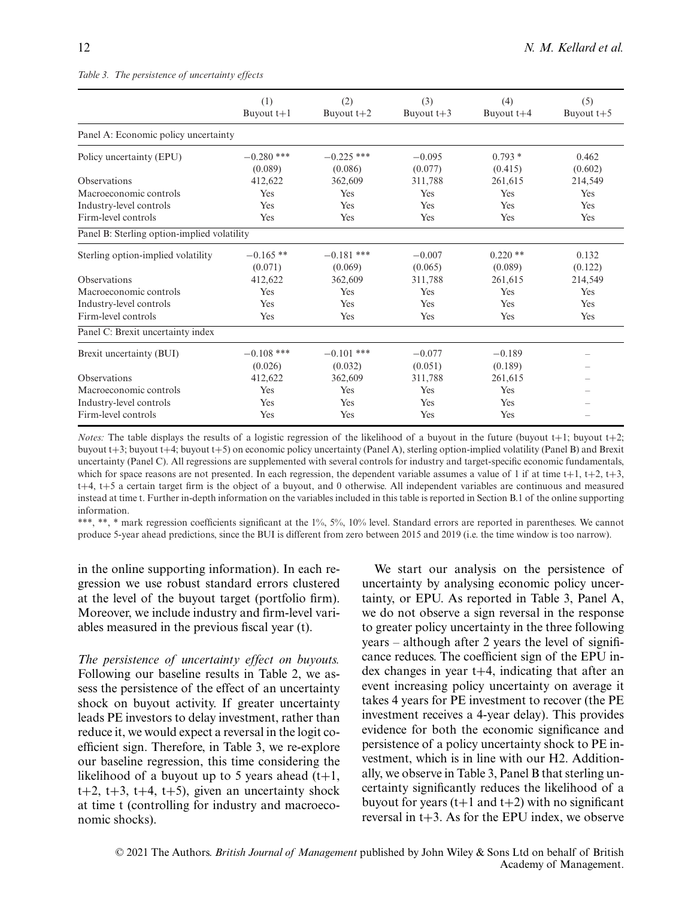*Table 3. The persistence of uncertainty effects*

| | (1) Buyout t+1 | (2) Buyout t+2 | (3) Buyout t+3 | (4) Buyout t+4 | (5) Buyout t+5 |
|---|---|---|---|---|---|
| Panel A: Economic policy uncertainty | | | | | |
| Policy uncertainty (EPU) | −0.280 *** | −0.225 *** | −0.095 | 0.793 * | 0.462 |
| | (0.089) | (0.086) | (0.077) | (0.415) | (0.602) |
| Observations | 412,622 | 362,609 | 311,788 | 261,615 | 214,549 |
| Macroeconomic controls | Yes | Yes | Yes | Yes | Yes |
| Industry-level controls | Yes | Yes | Yes | Yes | Yes |
| Firm-level controls | Yes | Yes | Yes | Yes | Yes |
| Panel B: Sterling option-implied volatility | | | | | |
| Sterling option-implied volatility | −0.165 ** | −0.181 *** | −0.007 | 0.220 ** | 0.132 |
| | (0.071) | (0.069) | (0.065) | (0.089) | (0.122) |
| Observations | 412,622 | 362,609 | 311,788 | 261,615 | 214,549 |
| Macroeconomic controls | Yes | Yes | Yes | Yes | Yes |
| Industry-level controls | Yes | Yes | Yes | Yes | Yes |
| Firm-level controls | Yes | Yes | Yes | Yes | Yes |
| Panel C: Brexit uncertainty index | | | | | |
| Brexit uncertainty (BUI) | −0.108 *** | −0.101 *** | −0.077 | −0.189 | – |
| | (0.026) | (0.032) | (0.051) | (0.189) | – |
| Observations | 412,622 | 362,609 | 311,788 | 261,615 | – |
| Macroeconomic controls | Yes | Yes | Yes | Yes | – |
| Industry-level controls | Yes | Yes | Yes | Yes | – |
| Firm-level controls | Yes | Yes | Yes | Yes | – |

*Notes:* The table displays the results of a logistic regression of the likelihood of a buyout in the future (buyout t+1; buyout t+2; buyout t+3; buyout t+4; buyout t+5) on economic policy uncertainty (Panel A), sterling option-implied volatility (Panel B) and Brexit uncertainty (Panel C). All regressions are supplemented with several controls for industry and target-specific economic fundamentals, which for space reasons are not presented. In each regression, the dependent variable assumes a value of 1 if at time t+1, t+2, t+3, t+4, t+5 a certain target firm is the object of a buyout, and 0 otherwise. All independent variables are continuous and measured instead at time t. Further in-depth information on the variables included in this table is reported in Section B.1 of the online supporting information.

***, **, * mark regression coefficients significant at the 1%, 5%, 10% level. Standard errors are reported in parentheses. We cannot produce 5-year ahead predictions, since the BUI is different from zero between 2015 and 2019 (i.e. the time window is too narrow).

in the online supporting information). In each regression we use robust standard errors clustered at the level of the buyout target (portfolio firm). Moreover, we include industry and firm-level variables measured in the previous fiscal year (t).

*The persistence of uncertainty effect on buyouts.* Following our baseline results in Table 2, we assess the persistence of the effect of an uncertainty shock on buyout activity. If greater uncertainty leads PE investors to delay investment, rather than reduce it, we would expect a reversal in the logit coefficient sign. Therefore, in Table 3, we re-explore our baseline regression, this time considering the likelihood of a buyout up to 5 years ahead (t+1, t+2, t+3, t+4, t+5), given an uncertainty shock at time t (controlling for industry and macroeconomic shocks).

We start our analysis on the persistence of uncertainty by analysing economic policy uncertainty, or EPU. As reported in Table 3, Panel A, we do not observe a sign reversal in the response to greater policy uncertainty in the three following years – although after 2 years the level of significance reduces. The coefficient sign of the EPU index changes in year t+4, indicating that after an event increasing policy uncertainty on average it takes 4 years for PE investment to recover (the PE investment receives a 4-year delay). This provides evidence for both the economic significance and persistence of a policy uncertainty shock to PE investment, which is in line with our H2. Additionally, we observe in Table 3, Panel B that sterling uncertainty significantly reduces the likelihood of a buyout for years (t+1 and t+2) with no significant reversal in t+3. As for the EPU index, we observe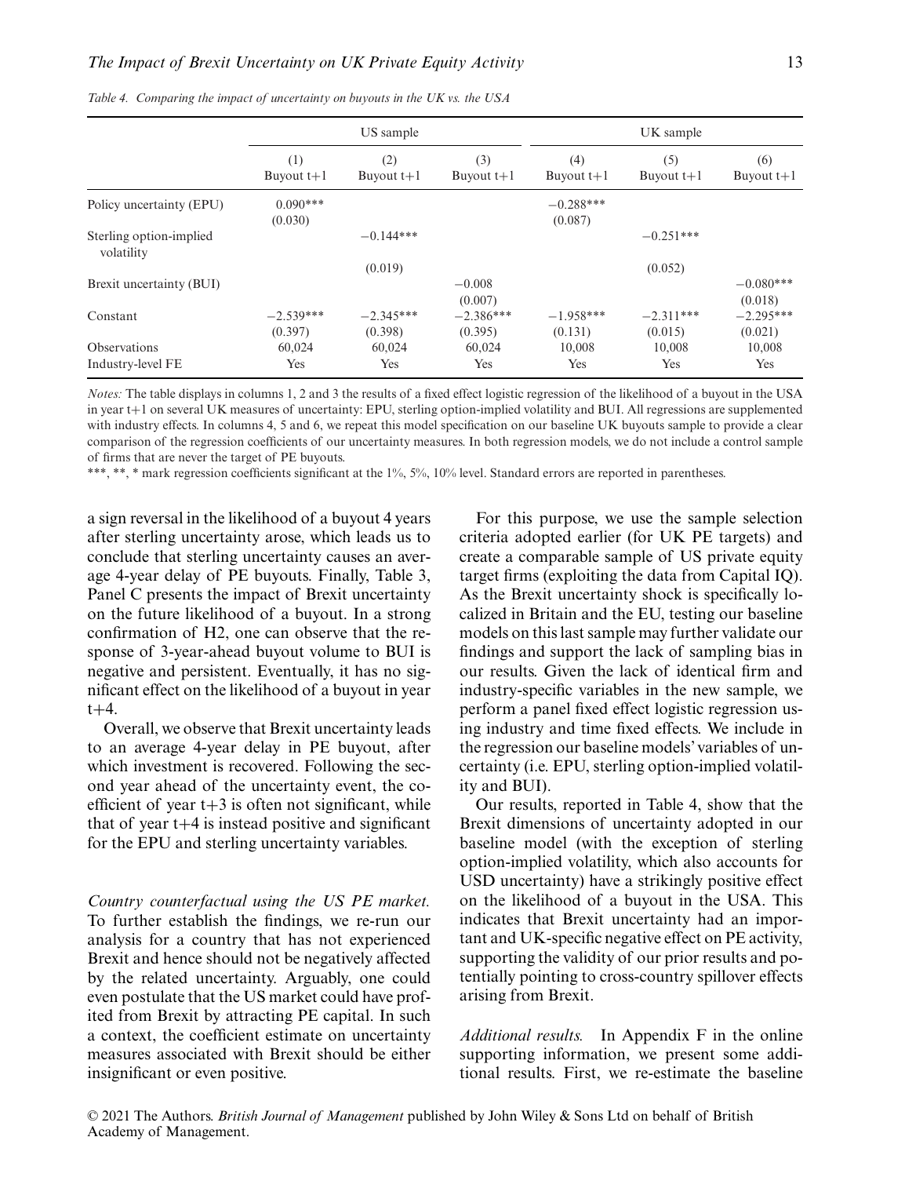*Table 4. Comparing the impact of uncertainty on buyouts in the UK vs. the USA*

| | US sample | | | UK sample | | |
|---|---|---|---|---|---|---|
| | (1) Buyout t+1 | (2) Buyout t+1 | (3) Buyout t+1 | (4) Buyout t+1 | (5) Buyout t+1 | (6) Buyout t+1 |
| Policy uncertainty (EPU) | 0.090*** | | | −0.288*** | | |
| | (0.030) | | | (0.087) | | |
| Sterling option-implied volatility | | −0.144*** | | | −0.251*** | |
| | | (0.019) | | | (0.052) | |
| Brexit uncertainty (BUI) | | | −0.008 | | | −0.080*** |
| | | | (0.007) | | | (0.018) |
| Constant | −2.539*** | −2.345*** | −2.386*** | −1.958*** | −2.311*** | −2.295*** |
| | (0.397) | (0.398) | (0.395) | (0.131) | (0.015) | (0.021) |
| Observations | 60,024 | 60,024 | 60,024 | 10,008 | 10,008 | 10,008 |
| Industry-level FE | Yes | Yes | Yes | Yes | Yes | Yes |

*Notes:* The table displays in columns 1, 2 and 3 the results of a fixed effect logistic regression of the likelihood of a buyout in the USA in year t+1 on several UK measures of uncertainty: EPU, sterling option-implied volatility and BUI. All regressions are supplemented with industry effects. In columns 4, 5 and 6, we repeat this model specification on our baseline UK buyouts sample to provide a clear comparison of the regression coefficients of our uncertainty measures. In both regression models, we do not include a control sample of firms that are never the target of PE buyouts.

***, **, * mark regression coefficients significant at the 1%, 5%, 10% level. Standard errors are reported in parentheses.

a sign reversal in the likelihood of a buyout 4 years after sterling uncertainty arose, which leads us to conclude that sterling uncertainty causes an average 4-year delay of PE buyouts. Finally, Table 3, Panel C presents the impact of Brexit uncertainty on the future likelihood of a buyout. In a strong confirmation of H2, one can observe that the response of 3-year-ahead buyout volume to BUI is negative and persistent. Eventually, it has no significant effect on the likelihood of a buyout in year t+4.

Overall, we observe that Brexit uncertainty leads to an average 4-year delay in PE buyout, after which investment is recovered. Following the second year ahead of the uncertainty event, the coefficient of year t+3 is often not significant, while that of year t+4 is instead positive and significant for the EPU and sterling uncertainty variables.

*Country counterfactual using the US PE market.* To further establish the findings, we re-run our analysis for a country that has not experienced Brexit and hence should not be negatively affected by the related uncertainty. Arguably, one could even postulate that the US market could have profited from Brexit by attracting PE capital. In such a context, the coefficient estimate on uncertainty measures associated with Brexit should be either insignificant or even positive.

For this purpose, we use the sample selection criteria adopted earlier (for UK PE targets) and create a comparable sample of US private equity target firms (exploiting the data from Capital IQ). As the Brexit uncertainty shock is specifically localized in Britain and the EU, testing our baseline models on this last sample may further validate our findings and support the lack of sampling bias in our results. Given the lack of identical firm and industry-specific variables in the new sample, we perform a panel fixed effect logistic regression using industry and time fixed effects. We include in the regression our baseline models' variables of uncertainty (i.e. EPU, sterling option-implied volatility and BUI).

Our results, reported in Table 4, show that the Brexit dimensions of uncertainty adopted in our baseline model (with the exception of sterling option-implied volatility, which also accounts for USD uncertainty) have a strikingly positive effect on the likelihood of a buyout in the USA. This indicates that Brexit uncertainty had an important and UK-specific negative effect on PE activity, supporting the validity of our prior results and potentially pointing to cross-country spillover effects arising from Brexit.

*Additional results.* In Appendix F in the online supporting information, we present some additional results. First, we re-estimate the baseline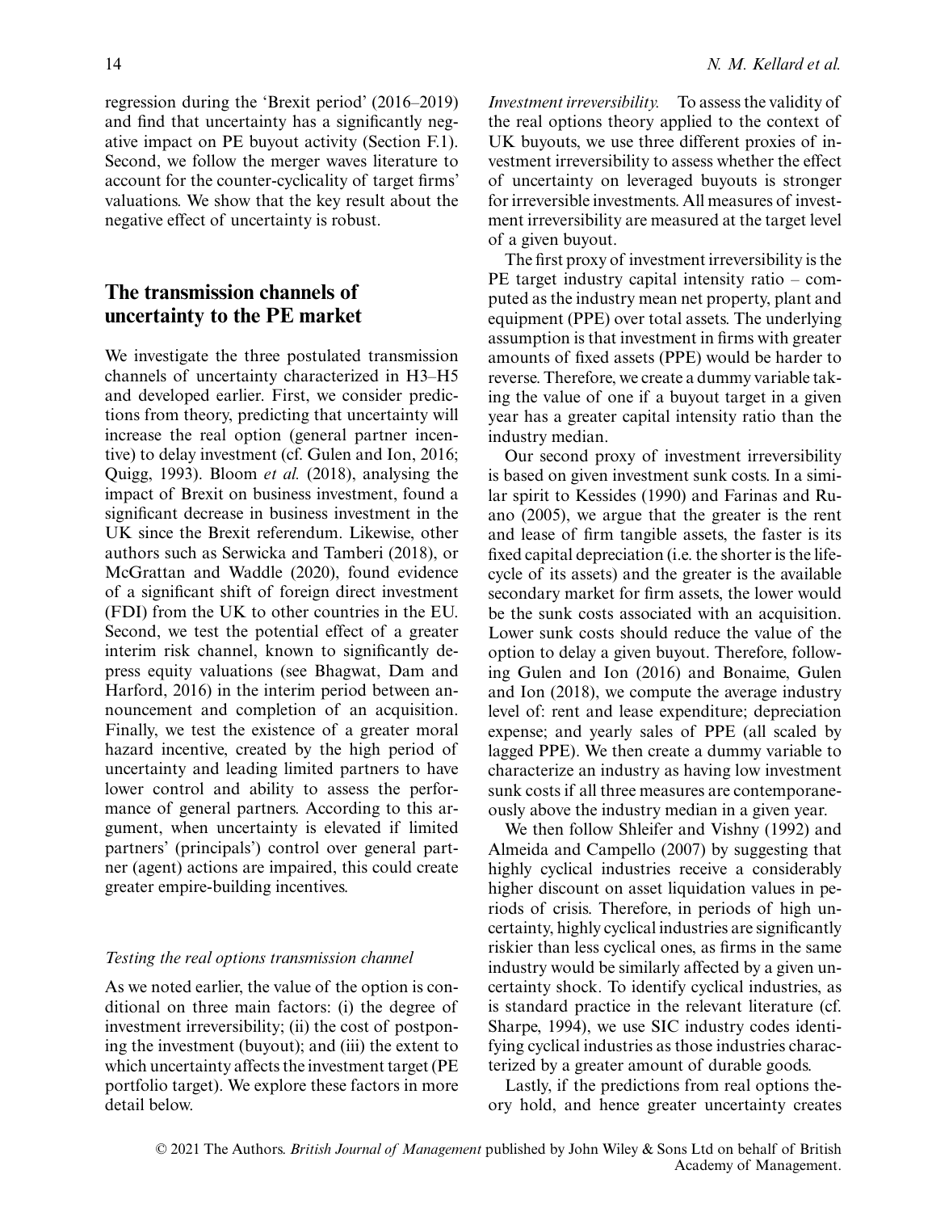regression during the 'Brexit period' (2016–2019) and find that uncertainty has a significantly negative impact on PE buyout activity (Section F.1). Second, we follow the merger waves literature to account for the counter-cyclicality of target firms' valuations. We show that the key result about the negative effect of uncertainty is robust.

## The transmission channels of uncertainty to the PE market

We investigate the three postulated transmission channels of uncertainty characterized in H3–H5 and developed earlier. First, we consider predictions from theory, predicting that uncertainty will increase the real option (general partner incentive) to delay investment (cf. Gulen and Ion, 2016; Quigg, 1993). Bloom *et al.* (2018), analysing the impact of Brexit on business investment, found a significant decrease in business investment in the UK since the Brexit referendum. Likewise, other authors such as Serwicka and Tamberi (2018), or McGrattan and Waddle (2020), found evidence of a significant shift of foreign direct investment (FDI) from the UK to other countries in the EU. Second, we test the potential effect of a greater interim risk channel, known to significantly depress equity valuations (see Bhagwat, Dam and Harford, 2016) in the interim period between announcement and completion of an acquisition. Finally, we test the existence of a greater moral hazard incentive, created by the high period of uncertainty and leading limited partners to have lower control and ability to assess the performance of general partners. According to this argument, when uncertainty is elevated if limited partners' (principals') control over general partner (agent) actions are impaired, this could create greater empire-building incentives.

### *Testing the real options transmission channel*

As we noted earlier, the value of the option is conditional on three main factors: (i) the degree of investment irreversibility; (ii) the cost of postponing the investment (buyout); and (iii) the extent to which uncertainty affects the investment target (PE portfolio target). We explore these factors in more detail below.

*Investment irreversibility.* To assess the validity of the real options theory applied to the context of UK buyouts, we use three different proxies of investment irreversibility to assess whether the effect of uncertainty on leveraged buyouts is stronger for irreversible investments. All measures of investment irreversibility are measured at the target level of a given buyout.

The first proxy of investment irreversibility is the PE target industry capital intensity ratio – computed as the industry mean net property, plant and equipment (PPE) over total assets. The underlying assumption is that investment in firms with greater amounts of fixed assets (PPE) would be harder to reverse. Therefore, we create a dummy variable taking the value of one if a buyout target in a given year has a greater capital intensity ratio than the industry median.

Our second proxy of investment irreversibility is based on given investment sunk costs. In a similar spirit to Kessides (1990) and Farinas and Ruano (2005), we argue that the greater is the rent and lease of firm tangible assets, the faster is its fixed capital depreciation (i.e. the shorter is the lifecycle of its assets) and the greater is the available secondary market for firm assets, the lower would be the sunk costs associated with an acquisition. Lower sunk costs should reduce the value of the option to delay a given buyout. Therefore, following Gulen and Ion (2016) and Bonaime, Gulen and Ion (2018), we compute the average industry level of: rent and lease expenditure; depreciation expense; and yearly sales of PPE (all scaled by lagged PPE). We then create a dummy variable to characterize an industry as having low investment sunk costs if all three measures are contemporaneously above the industry median in a given year.

We then follow Shleifer and Vishny (1992) and Almeida and Campello (2007) by suggesting that highly cyclical industries receive a considerably higher discount on asset liquidation values in periods of crisis. Therefore, in periods of high uncertainty, highly cyclical industries are significantly riskier than less cyclical ones, as firms in the same industry would be similarly affected by a given uncertainty shock. To identify cyclical industries, as is standard practice in the relevant literature (cf. Sharpe, 1994), we use SIC industry codes identifying cyclical industries as those industries characterized by a greater amount of durable goods.

Lastly, if the predictions from real options theory hold, and hence greater uncertainty creates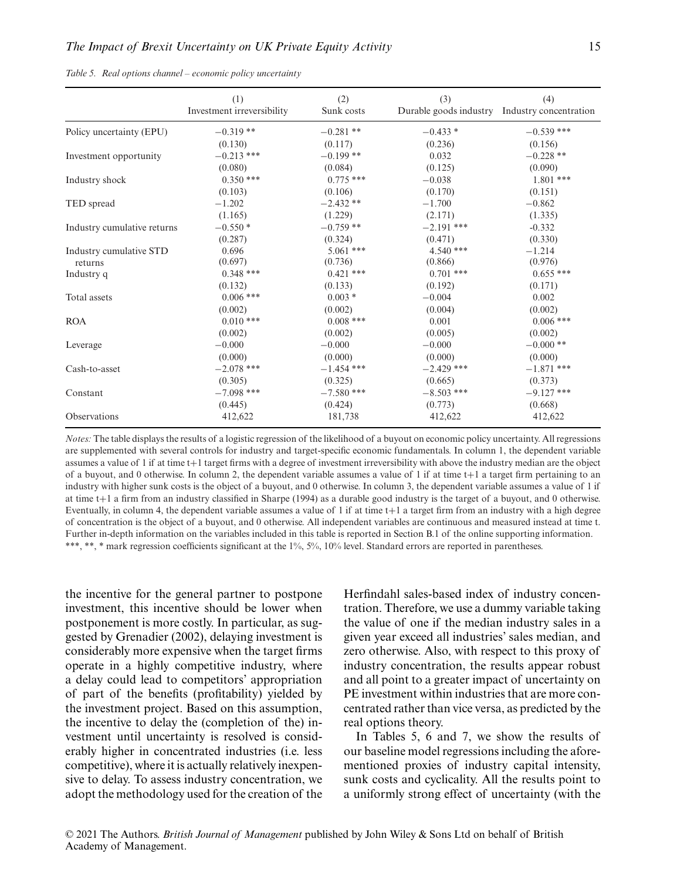*Table 5. Real options channel – economic policy uncertainty*

| | (1) Investment irreversibility | (2) Sunk costs | (3) Durable goods industry | (4) Industry concentration |
|---|---|---|---|---|
| Policy uncertainty (EPU) | −0.319 ** | −0.281 ** | −0.433 * | −0.539 *** |
| | (0.130) | (0.117) | (0.236) | (0.156) |
| Investment opportunity | −0.213 *** | −0.199 ** | 0.032 | −0.228 ** |
| | (0.080) | (0.084) | (0.125) | (0.090) |
| Industry shock | 0.350 *** | 0.775 *** | −0.038 | 1.801 *** |
| | (0.103) | (0.106) | (0.170) | (0.151) |
| TED spread | −1.202 | −2.432 ** | −1.700 | −0.862 |
| | (1.165) | (1.229) | (2.171) | (1.335) |
| Industry cumulative returns | −0.550 * | −0.759 ** | −2.191 *** | -0.332 |
| | (0.287) | (0.324) | (0.471) | (0.330) |
| Industry cumulative STD returns | 0.696 | 5.061 *** | 4.540 *** | −1.214 |
| | (0.697) | (0.736) | (0.866) | (0.976) |
| Industry q | 0.348 *** | 0.421 *** | 0.701 *** | 0.655 *** |
| | (0.132) | (0.133) | (0.192) | (0.171) |
| Total assets | 0.006 *** | 0.003 * | −0.004 | 0.002 |
| | (0.002) | (0.002) | (0.004) | (0.002) |
| ROA | 0.010 *** | 0.008 *** | 0.001 | 0.006 *** |
| | (0.002) | (0.002) | (0.005) | (0.002) |
| Leverage | −0.000 | −0.000 | −0.000 | −0.000 ** |
| | (0.000) | (0.000) | (0.000) | (0.000) |
| Cash-to-asset | −2.078 *** | −1.454 *** | −2.429 *** | −1.871 *** |
| | (0.305) | (0.325) | (0.665) | (0.373) |
| Constant | −7.098 *** | −7.580 *** | −8.503 *** | −9.127 *** |
| | (0.445) | (0.424) | (0.773) | (0.668) |
| Observations | 412,622 | 181,738 | 412,622 | 412,622 |

*Notes:* The table displays the results of a logistic regression of the likelihood of a buyout on economic policy uncertainty. All regressions are supplemented with several controls for industry and target-specific economic fundamentals. In column 1, the dependent variable assumes a value of 1 if at time t+1 target firms with a degree of investment irreversibility with above the industry median are the object of a buyout, and 0 otherwise. In column 2, the dependent variable assumes a value of 1 if at time t+1 a target firm pertaining to an industry with higher sunk costs is the object of a buyout, and 0 otherwise. In column 3, the dependent variable assumes a value of 1 if at time t+1 a firm from an industry classified in Sharpe (1994) as a durable good industry is the target of a buyout, and 0 otherwise. Eventually, in column 4, the dependent variable assumes a value of 1 if at time t+1 a target firm from an industry with a high degree of concentration is the object of a buyout, and 0 otherwise. All independent variables are continuous and measured instead at time t. Further in-depth information on the variables included in this table is reported in Section B.1 of the online supporting information.
***, **, * mark regression coefficients significant at the 1%, 5%, 10% level. Standard errors are reported in parentheses.

the incentive for the general partner to postpone investment, this incentive should be lower when postponement is more costly. In particular, as suggested by Grenadier (2002), delaying investment is considerably more expensive when the target firms operate in a highly competitive industry, where a delay could lead to competitors' appropriation of part of the benefits (profitability) yielded by the investment project. Based on this assumption, the incentive to delay the (completion of the) investment until uncertainty is resolved is considerably higher in concentrated industries (i.e. less competitive), where it is actually relatively inexpensive to delay. To assess industry concentration, we adopt the methodology used for the creation of the Herfindahl sales-based index of industry concentration. Therefore, we use a dummy variable taking the value of one if the median industry sales in a given year exceed all industries' sales median, and zero otherwise. Also, with respect to this proxy of industry concentration, the results appear robust and all point to a greater impact of uncertainty on PE investment within industries that are more concentrated rather than vice versa, as predicted by the real options theory.

In Tables 5, 6 and 7, we show the results of our baseline model regressions including the aforementioned proxies of industry capital intensity, sunk costs and cyclicality. All the results point to a uniformly strong effect of uncertainty (with the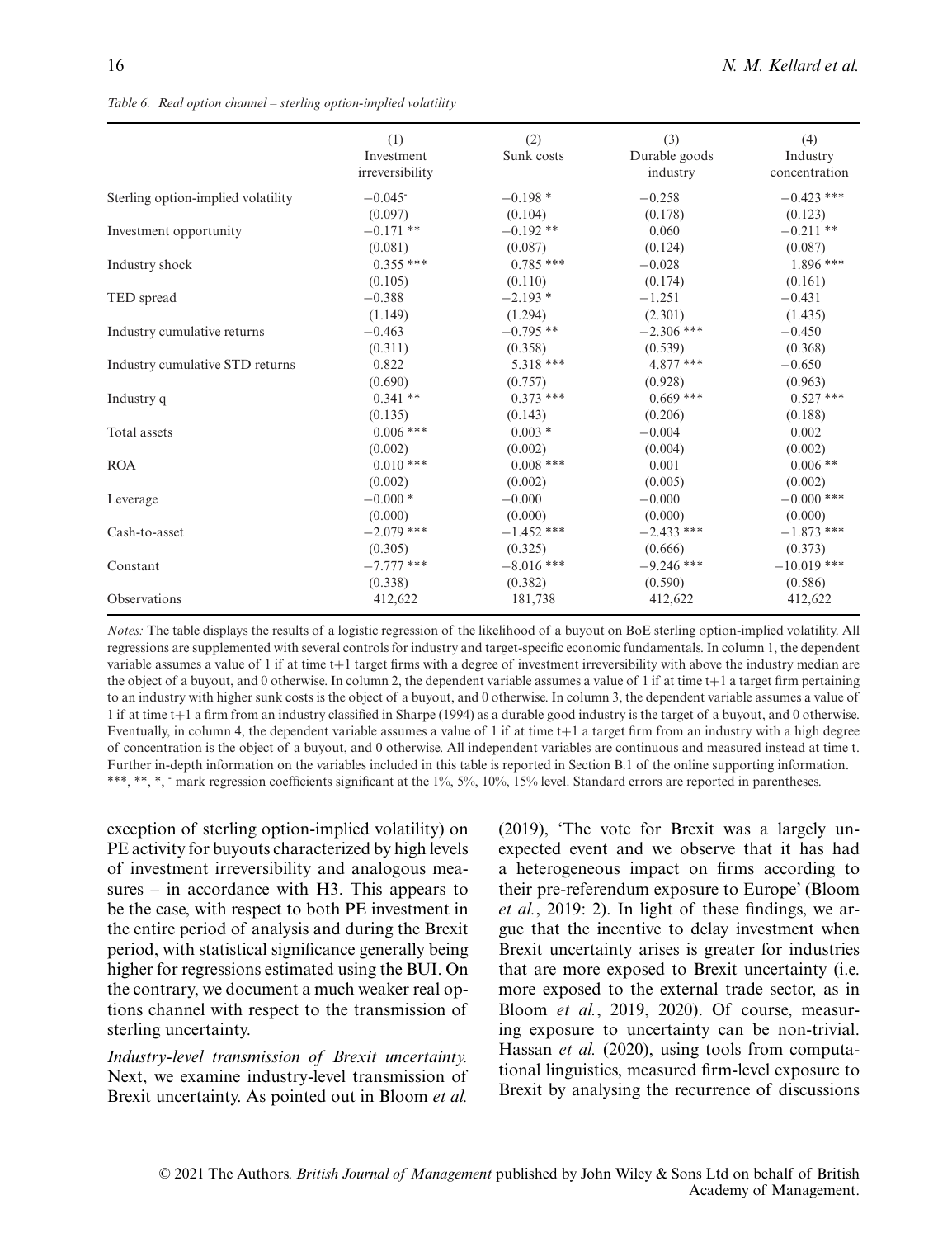*Table 6. Real option channel – sterling option-implied volatility*

| | (1) Investment irreversibility | (2) Sunk costs | (3) Durable goods industry | (4) Industry concentration |
|---|---|---|---|---|
| Sterling option-implied volatility | −0.045⁻ | −0.198 * | −0.258 | −0.423 *** |
| | (0.097) | (0.104) | (0.178) | (0.123) |
| Investment opportunity | −0.171 ** | −0.192 ** | 0.060 | −0.211 ** |
| | (0.081) | (0.087) | (0.124) | (0.087) |
| Industry shock | 0.355 *** | 0.785 *** | −0.028 | 1.896 *** |
| | (0.105) | (0.110) | (0.174) | (0.161) |
| TED spread | −0.388 | −2.193 * | −1.251 | −0.431 |
| | (1.149) | (1.294) | (2.301) | (1.435) |
| Industry cumulative returns | −0.463 | −0.795 ** | −2.306 *** | −0.450 |
| | (0.311) | (0.358) | (0.539) | (0.368) |
| Industry cumulative STD returns | 0.822 | 5.318 *** | 4.877 *** | −0.650 |
| | (0.690) | (0.757) | (0.928) | (0.963) |
| Industry q | 0.341 ** | 0.373 *** | 0.669 *** | 0.527 *** |
| | (0.135) | (0.143) | (0.206) | (0.188) |
| Total assets | 0.006 *** | 0.003 * | −0.004 | 0.002 |
| | (0.002) | (0.002) | (0.004) | (0.002) |
| ROA | 0.010 *** | 0.008 *** | 0.001 | 0.006 ** |
| | (0.002) | (0.002) | (0.005) | (0.002) |
| Leverage | −0.000 * | −0.000 | −0.000 | −0.000 *** |
| | (0.000) | (0.000) | (0.000) | (0.000) |
| Cash-to-asset | −2.079 *** | −1.452 *** | −2.433 *** | −1.873 *** |
| | (0.305) | (0.325) | (0.666) | (0.373) |
| Constant | −7.777 *** | −8.016 *** | −9.246 *** | −10.019 *** |
| | (0.338) | (0.382) | (0.590) | (0.586) |
| Observations | 412,622 | 181,738 | 412,622 | 412,622 |

*Notes:* The table displays the results of a logistic regression of the likelihood of a buyout on BoE sterling option-implied volatility. All regressions are supplemented with several controls for industry and target-specific economic fundamentals. In column 1, the dependent variable assumes a value of 1 if at time t+1 target firms with a degree of investment irreversibility with above the industry median are the object of a buyout, and 0 otherwise. In column 2, the dependent variable assumes a value of 1 if at time t+1 a target firm pertaining to an industry with higher sunk costs is the object of a buyout, and 0 otherwise. In column 3, the dependent variable assumes a value of 1 if at time t+1 a firm from an industry classified in Sharpe (1994) as a durable good industry is the target of a buyout, and 0 otherwise. Eventually, in column 4, the dependent variable assumes a value of 1 if at time t+1 a target firm from an industry with a high degree of concentration is the object of a buyout, and 0 otherwise. All independent variables are continuous and measured instead at time t. Further in-depth information on the variables included in this table is reported in Section B.1 of the online supporting information.
***, **, *, ⁻ mark regression coefficients significant at the 1%, 5%, 10%, 15% level. Standard errors are reported in parentheses.

exception of sterling option-implied volatility) on PE activity for buyouts characterized by high levels of investment irreversibility and analogous measures – in accordance with H3. This appears to be the case, with respect to both PE investment in the entire period of analysis and during the Brexit period, with statistical significance generally being higher for regressions estimated using the BUI. On the contrary, we document a much weaker real options channel with respect to the transmission of sterling uncertainty.

*Industry-level transmission of Brexit uncertainty.* Next, we examine industry-level transmission of Brexit uncertainty. As pointed out in Bloom *et al.* (2019), 'The vote for Brexit was a largely unexpected event and we observe that it has had a heterogeneous impact on firms according to their pre-referendum exposure to Europe' (Bloom *et al.*, 2019: 2). In light of these findings, we argue that the incentive to delay investment when Brexit uncertainty arises is greater for industries that are more exposed to Brexit uncertainty (i.e. more exposed to the external trade sector, as in Bloom *et al.*, 2019, 2020). Of course, measuring exposure to uncertainty can be non-trivial. Hassan *et al.* (2020), using tools from computational linguistics, measured firm-level exposure to Brexit by analysing the recurrence of discussions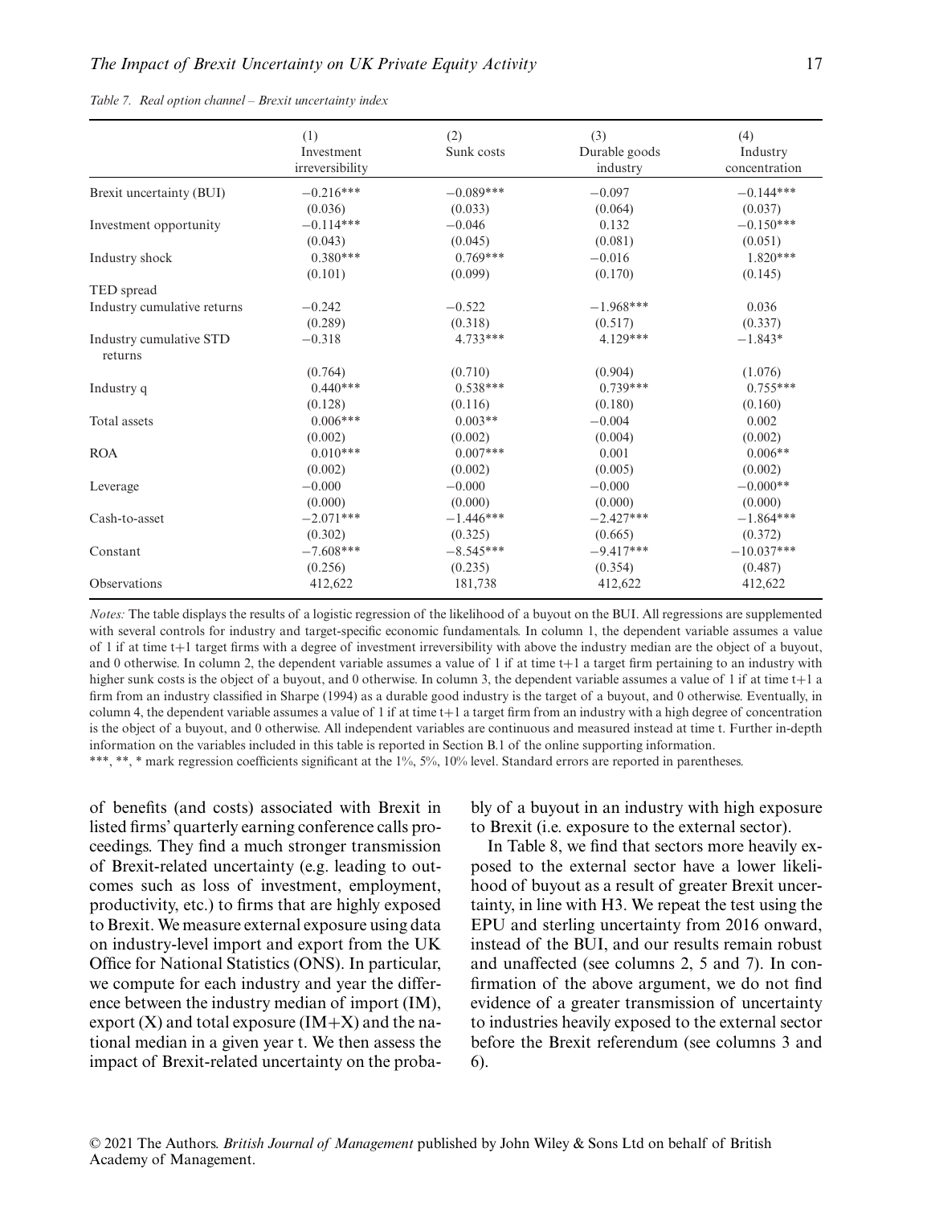*Table 7. Real option channel – Brexit uncertainty index*

| | (1) Investment irreversibility | (2) Sunk costs | (3) Durable goods industry | (4) Industry concentration |
|---|---|---|---|---|
| Brexit uncertainty (BUI) | −0.216*** | −0.089*** | −0.097 | −0.144*** |
| | (0.036) | (0.033) | (0.064) | (0.037) |
| Investment opportunity | −0.114*** | −0.046 | 0.132 | −0.150*** |
| | (0.043) | (0.045) | (0.081) | (0.051) |
| Industry shock | 0.380*** | 0.769*** | −0.016 | 1.820*** |
| | (0.101) | (0.099) | (0.170) | (0.145) |
| TED spread | | | | |
| Industry cumulative returns | −0.242 | −0.522 | −1.968*** | 0.036 |
| | (0.289) | (0.318) | (0.517) | (0.337) |
| Industry cumulative STD returns | −0.318 | 4.733*** | 4.129*** | −1.843* |
| | (0.764) | (0.710) | (0.904) | (1.076) |
| Industry q | 0.440*** | 0.538*** | 0.739*** | 0.755*** |
| | (0.128) | (0.116) | (0.180) | (0.160) |
| Total assets | 0.006*** | 0.003** | −0.004 | 0.002 |
| | (0.002) | (0.002) | (0.004) | (0.002) |
| ROA | 0.010*** | 0.007*** | 0.001 | 0.006** |
| | (0.002) | (0.002) | (0.005) | (0.002) |
| Leverage | −0.000 | −0.000 | −0.000 | −0.000** |
| | (0.000) | (0.000) | (0.000) | (0.000) |
| Cash-to-asset | −2.071*** | −1.446*** | −2.427*** | −1.864*** |
| | (0.302) | (0.325) | (0.665) | (0.372) |
| Constant | −7.608*** | −8.545*** | −9.417*** | −10.037*** |
| | (0.256) | (0.235) | (0.354) | (0.487) |
| Observations | 412,622 | 181,738 | 412,622 | 412,622 |

*Notes:* The table displays the results of a logistic regression of the likelihood of a buyout on the BUI. All regressions are supplemented with several controls for industry and target-specific economic fundamentals. In column 1, the dependent variable assumes a value of 1 if at time t+1 target firms with a degree of investment irreversibility with above the industry median are the object of a buyout, and 0 otherwise. In column 2, the dependent variable assumes a value of 1 if at time t+1 a target firm pertaining to an industry with higher sunk costs is the object of a buyout, and 0 otherwise. In column 3, the dependent variable assumes a value of 1 if at time t+1 a firm from an industry classified in Sharpe (1994) as a durable good industry is the target of a buyout, and 0 otherwise. Eventually, in column 4, the dependent variable assumes a value of 1 if at time t+1 a target firm from an industry with a high degree of concentration is the object of a buyout, and 0 otherwise. All independent variables are continuous and measured instead at time t. Further in-depth information on the variables included in this table is reported in Section B.1 of the online supporting information.

***, **, * mark regression coefficients significant at the 1%, 5%, 10% level. Standard errors are reported in parentheses.

of benefits (and costs) associated with Brexit in listed firms' quarterly earning conference calls proceedings. They find a much stronger transmission of Brexit-related uncertainty (e.g. leading to outcomes such as loss of investment, employment, productivity, etc.) to firms that are highly exposed to Brexit. We measure external exposure using data on industry-level import and export from the UK Office for National Statistics (ONS). In particular, we compute for each industry and year the difference between the industry median of import (IM), export (X) and total exposure (IM+X) and the national median in a given year t. We then assess the impact of Brexit-related uncertainty on the probably of a buyout in an industry with high exposure to Brexit (i.e. exposure to the external sector).

In Table 8, we find that sectors more heavily exposed to the external sector have a lower likelihood of buyout as a result of greater Brexit uncertainty, in line with H3. We repeat the test using the EPU and sterling uncertainty from 2016 onward, instead of the BUI, and our results remain robust and unaffected (see columns 2, 5 and 7). In confirmation of the above argument, we do not find evidence of a greater transmission of uncertainty to industries heavily exposed to the external sector before the Brexit referendum (see columns 3 and 6).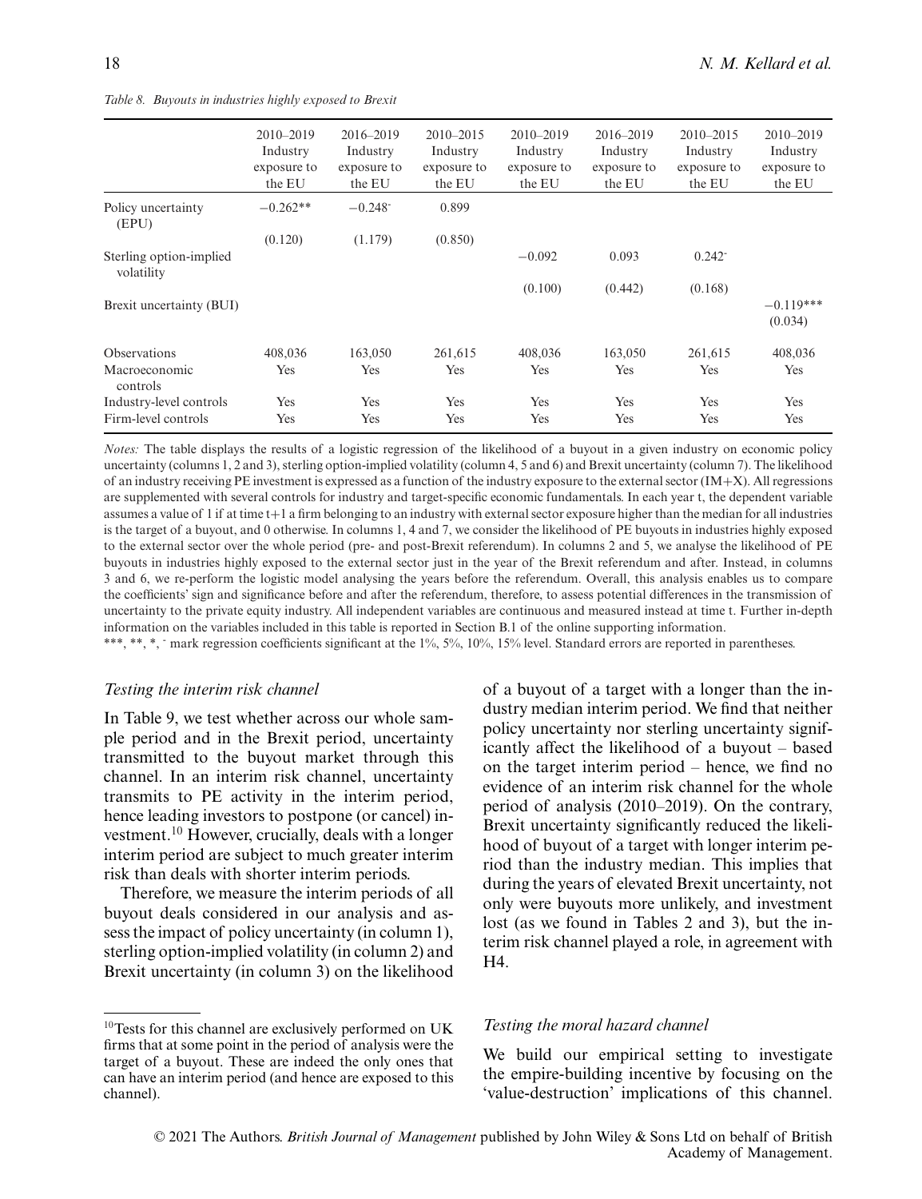*Table 8. Buyouts in industries highly exposed to Brexit*

| | 2010–2019 Industry exposure to the EU | 2016–2019 Industry exposure to the EU | 2010–2015 Industry exposure to the EU | 2010–2019 Industry exposure to the EU | 2016–2019 Industry exposure to the EU | 2010–2015 Industry exposure to the EU | 2010–2019 Industry exposure to the EU |
|---|---|---|---|---|---|---|---|
| Policy uncertainty (EPU) | −0.262** | −0.248⁻ | 0.899 | | | | |
| | (0.120) | (1.179) | (0.850) | | | | |
| Sterling option-implied volatility | | | | −0.092 | 0.093 | 0.242⁻ | |
| | | | | (0.100) | (0.442) | (0.168) | |
| Brexit uncertainty (BUI) | | | | | | | −0.119*** |
| | | | | | | | (0.034) |
| Observations | 408,036 | 163,050 | 261,615 | 408,036 | 163,050 | 261,615 | 408,036 |
| Macroeconomic controls | Yes | Yes | Yes | Yes | Yes | Yes | Yes |
| Industry-level controls | Yes | Yes | Yes | Yes | Yes | Yes | Yes |
| Firm-level controls | Yes | Yes | Yes | Yes | Yes | Yes | Yes |

*Notes:* The table displays the results of a logistic regression of the likelihood of a buyout in a given industry on economic policy uncertainty (columns 1, 2 and 3), sterling option-implied volatility (column 4, 5 and 6) and Brexit uncertainty (column 7). The likelihood of an industry receiving PE investment is expressed as a function of the industry exposure to the external sector (IM+X). All regressions are supplemented with several controls for industry and target-specific economic fundamentals. In each year t, the dependent variable assumes a value of 1 if at time t+1 a firm belonging to an industry with external sector exposure higher than the median for all industries is the target of a buyout, and 0 otherwise. In columns 1, 4 and 7, we consider the likelihood of PE buyouts in industries highly exposed to the external sector over the whole period (pre- and post-Brexit referendum). In columns 2 and 5, we analyse the likelihood of PE buyouts in industries highly exposed to the external sector just in the year of the Brexit referendum and after. Instead, in columns 3 and 6, we re-perform the logistic model analysing the years before the referendum. Overall, this analysis enables us to compare the coefficients' sign and significance before and after the referendum, therefore, to assess potential differences in the transmission of uncertainty to the private equity industry. All independent variables are continuous and measured instead at time t. Further in-depth information on the variables included in this table is reported in Section B.1 of the online supporting information.

***, **, *, ⁻ mark regression coefficients significant at the 1%, 5%, 10%, 15% level. Standard errors are reported in parentheses.

### *Testing the interim risk channel*

In Table 9, we test whether across our whole sample period and in the Brexit period, uncertainty transmitted to the buyout market through this channel. In an interim risk channel, uncertainty transmits to PE activity in the interim period, hence leading investors to postpone (or cancel) investment.[10] However, crucially, deals with a longer interim period are subject to much greater interim risk than deals with shorter interim periods.

Therefore, we measure the interim periods of all buyout deals considered in our analysis and assess the impact of policy uncertainty (in column 1), sterling option-implied volatility (in column 2) and Brexit uncertainty (in column 3) on the likelihood of a buyout of a target with a longer than the industry median interim period. We find that neither policy uncertainty nor sterling uncertainty significantly affect the likelihood of a buyout – based on the target interim period – hence, we find no evidence of an interim risk channel for the whole period of analysis (2010–2019). On the contrary, Brexit uncertainty significantly reduced the likelihood of buyout of a target with longer interim period than the industry median. This implies that during the years of elevated Brexit uncertainty, not only were buyouts more unlikely, and investment lost (as we found in Tables 2 and 3), but the interim risk channel played a role, in agreement with H4.

[10] Tests for this channel are exclusively performed on UK firms that at some point in the period of analysis were the target of a buyout. These are indeed the only ones that can have an interim period (and hence are exposed to this channel).

### *Testing the moral hazard channel*

We build our empirical setting to investigate the empire-building incentive by focusing on the 'value-destruction' implications of this channel.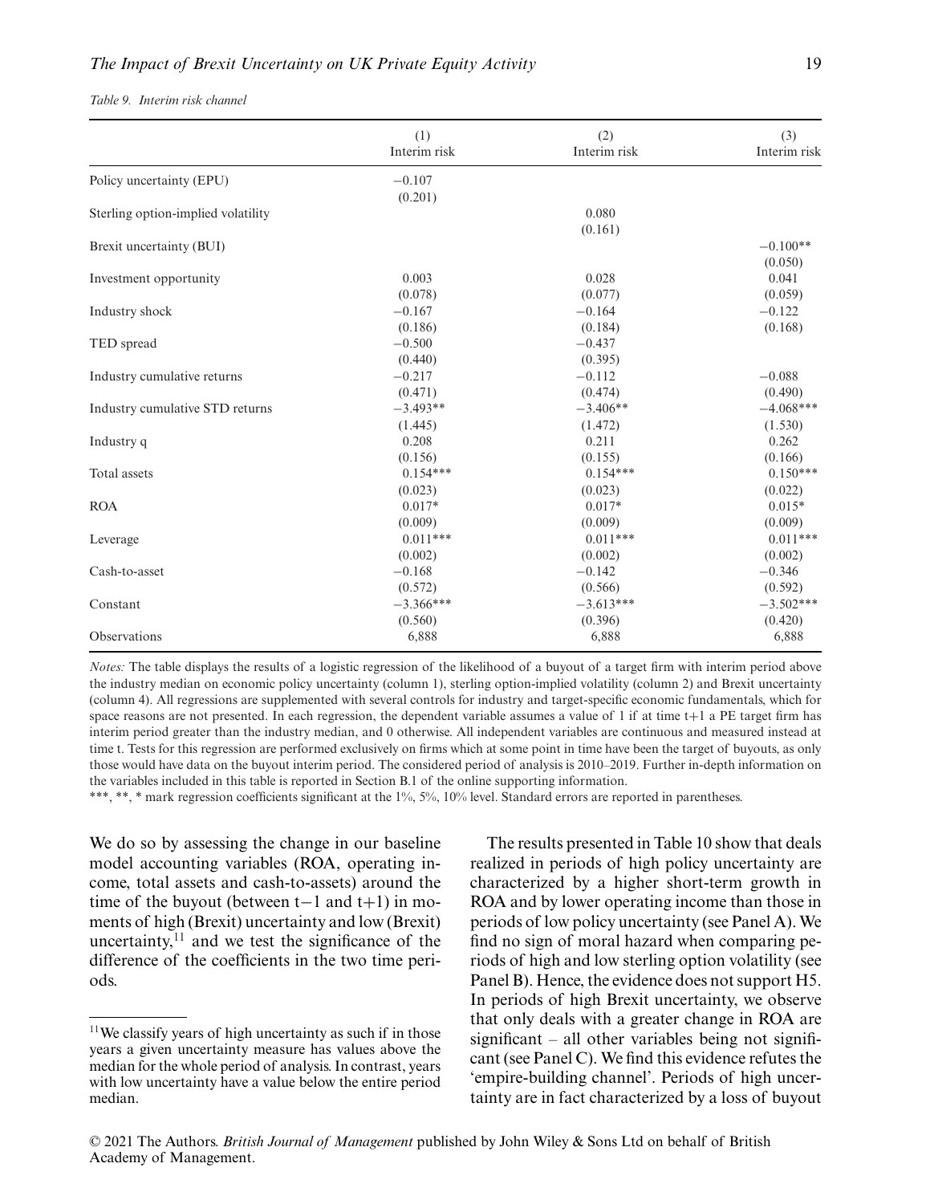*Table 9. Interim risk channel*

| | (1) Interim risk | (2) Interim risk | (3) Interim risk |
|---|---|---|---|
| Policy uncertainty (EPU) | −0.107 | | |
| | (0.201) | | |
| Sterling option-implied volatility | | 0.080 | |
| | | (0.161) | |
| Brexit uncertainty (BUI) | | | −0.100** |
| | | | (0.050) |
| Investment opportunity | 0.003 | 0.028 | 0.041 |
| | (0.078) | (0.077) | (0.059) |
| Industry shock | −0.167 | −0.164 | −0.122 |
| | (0.186) | (0.184) | (0.168) |
| TED spread | −0.500 | −0.437 | |
| | (0.440) | (0.395) | |
| Industry cumulative returns | −0.217 | −0.112 | −0.088 |
| | (0.471) | (0.474) | (0.490) |
| Industry cumulative STD returns | −3.493** | −3.406** | −4.068*** |
| | (1.445) | (1.472) | (1.530) |
| Industry q | 0.208 | 0.211 | 0.262 |
| | (0.156) | (0.155) | (0.166) |
| Total assets | 0.154*** | 0.154*** | 0.150*** |
| | (0.023) | (0.023) | (0.022) |
| ROA | 0.017* | 0.017* | 0.015* |
| | (0.009) | (0.009) | (0.009) |
| Leverage | 0.011*** | 0.011*** | 0.011*** |
| | (0.002) | (0.002) | (0.002) |
| Cash-to-asset | −0.168 | −0.142 | −0.346 |
| | (0.572) | (0.566) | (0.592) |
| Constant | −3.366*** | −3.613*** | −3.502*** |
| | (0.560) | (0.396) | (0.420) |
| Observations | 6,888 | 6,888 | 6,888 |

*Notes:* The table displays the results of a logistic regression of the likelihood of a buyout of a target firm with interim period above the industry median on economic policy uncertainty (column 1), sterling option-implied volatility (column 2) and Brexit uncertainty (column 4). All regressions are supplemented with several controls for industry and target-specific economic fundamentals, which for space reasons are not presented. In each regression, the dependent variable assumes a value of 1 if at time t+1 a PE target firm has interim period greater than the industry median, and 0 otherwise. All independent variables are continuous and measured instead at time t. Tests for this regression are performed exclusively on firms which at some point in time have been the target of buyouts, as only those would have data on the buyout interim period. The considered period of analysis is 2010–2019. Further in-depth information on the variables included in this table is reported in Section B.1 of the online supporting information.

***, **, * mark regression coefficients significant at the 1%, 5%, 10% level. Standard errors are reported in parentheses.

We do so by assessing the change in our baseline model accounting variables (ROA, operating income, total assets and cash-to-assets) around the time of the buyout (between t−1 and t+1) in moments of high (Brexit) uncertainty and low (Brexit) uncertainty,[11] and we test the significance of the difference of the coefficients in the two time periods.

[11] We classify years of high uncertainty as such if in those years a given uncertainty measure has values above the median for the whole period of analysis. In contrast, years with low uncertainty have a value below the entire period median.

The results presented in Table 10 show that deals realized in periods of high policy uncertainty are characterized by a higher short-term growth in ROA and by lower operating income than those in periods of low policy uncertainty (see Panel A). We find no sign of moral hazard when comparing periods of high and low sterling option volatility (see Panel B). Hence, the evidence does not support H5. In periods of high Brexit uncertainty, we observe that only deals with a greater change in ROA are significant – all other variables being not significant (see Panel C). We find this evidence refutes the 'empire-building channel'. Periods of high uncertainty are in fact characterized by a loss of buyout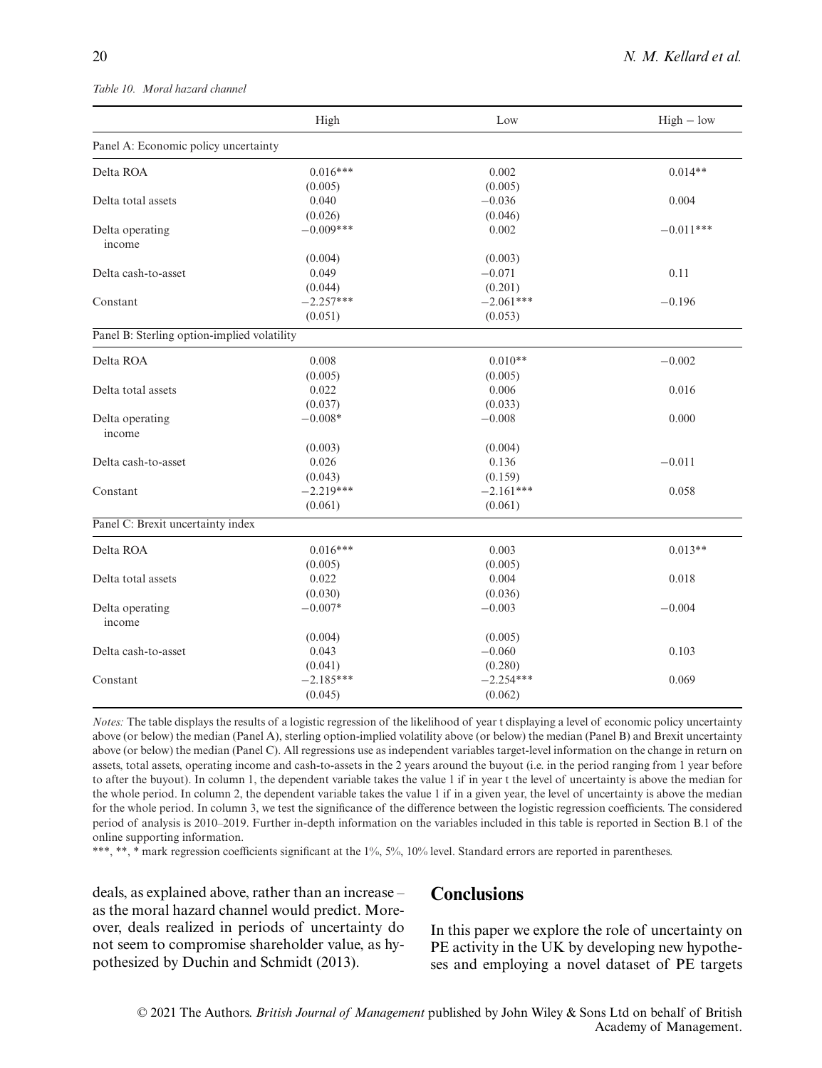*Table 10. Moral hazard channel*

| | High | Low | High − low |
|---|---|---|---|
| Panel A: Economic policy uncertainty | | | |
| Delta ROA | 0.016*** | 0.002 | 0.014** |
| | (0.005) | (0.005) | |
| Delta total assets | 0.040 | −0.036 | 0.004 |
| | (0.026) | (0.046) | |
| Delta operating income | −0.009*** | 0.002 | −0.011*** |
| | (0.004) | (0.003) | |
| Delta cash-to-asset | 0.049 | −0.071 | 0.11 |
| | (0.044) | (0.201) | |
| Constant | −2.257*** | −2.061*** | −0.196 |
| | (0.051) | (0.053) | |
| Panel B: Sterling option-implied volatility | | | |
| Delta ROA | 0.008 | 0.010** | −0.002 |
| | (0.005) | (0.005) | |
| Delta total assets | 0.022 | 0.006 | 0.016 |
| | (0.037) | (0.033) | |
| Delta operating income | −0.008* | −0.008 | 0.000 |
| | (0.003) | (0.004) | |
| Delta cash-to-asset | 0.026 | 0.136 | −0.011 |
| | (0.043) | (0.159) | |
| Constant | −2.219*** | −2.161*** | 0.058 |
| | (0.061) | (0.061) | |
| Panel C: Brexit uncertainty index | | | |
| Delta ROA | 0.016*** | 0.003 | 0.013** |
| | (0.005) | (0.005) | |
| Delta total assets | 0.022 | 0.004 | 0.018 |
| | (0.030) | (0.036) | |
| Delta operating income | −0.007* | −0.003 | −0.004 |
| | (0.004) | (0.005) | |
| Delta cash-to-asset | 0.043 | −0.060 | 0.103 |
| | (0.041) | (0.280) | |
| Constant | −2.185*** | −2.254*** | 0.069 |
| | (0.045) | (0.062) | |

*Notes:* The table displays the results of a logistic regression of the likelihood of year t displaying a level of economic policy uncertainty above (or below) the median (Panel A), sterling option-implied volatility above (or below) the median (Panel B) and Brexit uncertainty above (or below) the median (Panel C). All regressions use as independent variables target-level information on the change in return on assets, total assets, operating income and cash-to-assets in the 2 years around the buyout (i.e. in the period ranging from 1 year before to after the buyout). In column 1, the dependent variable takes the value 1 if in year t the level of uncertainty is above the median for the whole period. In column 2, the dependent variable takes the value 1 if in a given year, the level of uncertainty is above the median for the whole period. In column 3, we test the significance of the difference between the logistic regression coefficients. The considered period of analysis is 2010–2019. Further in-depth information on the variables included in this table is reported in Section B.1 of the online supporting information.

***, **, * mark regression coefficients significant at the 1%, 5%, 10% level. Standard errors are reported in parentheses.

deals, as explained above, rather than an increase – as the moral hazard channel would predict. Moreover, deals realized in periods of uncertainty do not seem to compromise shareholder value, as hypothesized by Duchin and Schmidt (2013).

## Conclusions

In this paper we explore the role of uncertainty on PE activity in the UK by developing new hypotheses and employing a novel dataset of PE targets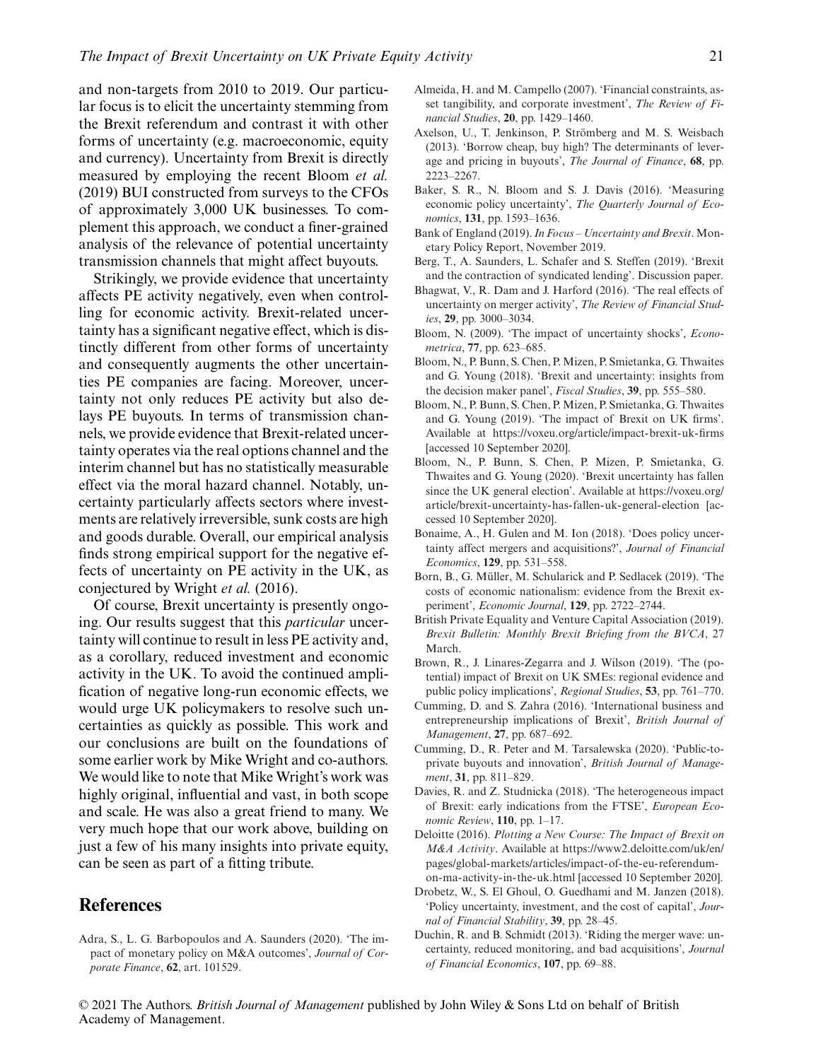and non-targets from 2010 to 2019. Our particular focus is to elicit the uncertainty stemming from the Brexit referendum and contrast it with other forms of uncertainty (e.g. macroeconomic, equity and currency). Uncertainty from Brexit is directly measured by employing the recent Bloom *et al.* (2019) BUI constructed from surveys to the CFOs of approximately 3,000 UK businesses. To complement this approach, we conduct a finer-grained analysis of the relevance of potential uncertainty transmission channels that might affect buyouts.

Strikingly, we provide evidence that uncertainty affects PE activity negatively, even when controlling for economic activity. Brexit-related uncertainty has a significant negative effect, which is distinctly different from other forms of uncertainty and consequently augments the other uncertainties PE companies are facing. Moreover, uncertainty not only reduces PE activity but also delays PE buyouts. In terms of transmission channels, we provide evidence that Brexit-related uncertainty operates via the real options channel and the interim channel but has no statistically measurable effect via the moral hazard channel. Notably, uncertainty particularly affects sectors where investments are relatively irreversible, sunk costs are high and goods durable. Overall, our empirical analysis finds strong empirical support for the negative effects of uncertainty on PE activity in the UK, as conjectured by Wright *et al.* (2016).

Of course, Brexit uncertainty is presently ongoing. Our results suggest that this *particular* uncertainty will continue to result in less PE activity and, as a corollary, reduced investment and economic activity in the UK. To avoid the continued amplification of negative long-run economic effects, we would urge UK policymakers to resolve such uncertainties as quickly as possible. This work and our conclusions are built on the foundations of some earlier work by Mike Wright and co-authors. We would like to note that Mike Wright's work was highly original, influential and vast, in both scope and scale. He was also a great friend to many. We very much hope that our work above, building on just a few of his many insights into private equity, can be seen as part of a fitting tribute.

## References

Adra, S., L. G. Barbopoulos and A. Saunders (2020). 'The impact of monetary policy on M&A outcomes', *Journal of Corporate Finance*, **62**, art. 101529.

Almeida, H. and M. Campello (2007). 'Financial constraints, asset tangibility, and corporate investment', *The Review of Financial Studies*, **20**, pp. 1429–1460.

Axelson, U., T. Jenkinson, P. Strömberg and M. S. Weisbach (2013). 'Borrow cheap, buy high? The determinants of leverage and pricing in buyouts', *The Journal of Finance*, **68**, pp. 2223–2267.

Baker, S. R., N. Bloom and S. J. Davis (2016). 'Measuring economic policy uncertainty', *The Quarterly Journal of Economics*, **131**, pp. 1593–1636.

Bank of England (2019). *In Focus – Uncertainty and Brexit*. Monetary Policy Report, November 2019.

Berg, T., A. Saunders, L. Schafer and S. Steffen (2019). 'Brexit and the contraction of syndicated lending'. Discussion paper.

Bhagwat, V., R. Dam and J. Harford (2016). 'The real effects of uncertainty on merger activity', *The Review of Financial Studies*, **29**, pp. 3000–3034.

Bloom, N. (2009). 'The impact of uncertainty shocks', *Econometrica*, **77**, pp. 623–685.

Bloom, N., P. Bunn, S. Chen, P. Mizen, P. Smietanka, G. Thwaites and G. Young (2018). 'Brexit and uncertainty: insights from the decision maker panel', *Fiscal Studies*, **39**, pp. 555–580.

Bloom, N., P. Bunn, S. Chen, P. Mizen, P. Smietanka, G. Thwaites and G. Young (2019). 'The impact of Brexit on UK firms'. Available at https://voxeu.org/article/impact-brexit-uk-firms [accessed 10 September 2020].

Bloom, N., P. Bunn, S. Chen, P. Mizen, P. Smietanka, G. Thwaites and G. Young (2020). 'Brexit uncertainty has fallen since the UK general election'. Available at https://voxeu.org/article/brexit-uncertainty-has-fallen-uk-general-election [accessed 10 September 2020].

Bonaime, A., H. Gulen and M. Ion (2018). 'Does policy uncertainty affect mergers and acquisitions?', *Journal of Financial Economics*, **129**, pp. 531–558.

Born, B., G. Müller, M. Schularick and P. Sedlacek (2019). 'The costs of economic nationalism: evidence from the Brexit experiment', *Economic Journal*, **129**, pp. 2722–2744.

British Private Equality and Venture Capital Association (2019). *Brexit Bulletin: Monthly Brexit Briefing from the BVCA*, 27 March.

Brown, R., J. Linares-Zegarra and J. Wilson (2019). 'The (potential) impact of Brexit on UK SMEs: regional evidence and public policy implications', *Regional Studies*, **53**, pp. 761–770.

Cumming, D. and S. Zahra (2016). 'International business and entrepreneurship implications of Brexit', *British Journal of Management*, **27**, pp. 687–692.

Cumming, D., R. Peter and M. Tarsalewska (2020). 'Public-to-private buyouts and innovation', *British Journal of Management*, **31**, pp. 811–829.

Davies, R. and Z. Studnicka (2018). 'The heterogeneous impact of Brexit: early indications from the FTSE', *European Economic Review*, **110**, pp. 1–17.

Deloitte (2016). *Plotting a New Course: The Impact of Brexit on M&A Activity*. Available at https://www2.deloitte.com/uk/en/pages/global-markets/articles/impact-of-the-eu-referendum-on-ma-activity-in-the-uk.html [accessed 10 September 2020].

Drobetz, W., S. El Ghoul, O. Guedhami and M. Janzen (2018). 'Policy uncertainty, investment, and the cost of capital', *Journal of Financial Stability*, **39**, pp. 28–45.

Duchin, R. and B. Schmidt (2013). 'Riding the merger wave: uncertainty, reduced monitoring, and bad acquisitions', *Journal of Financial Economics*, **107**, pp. 69–88.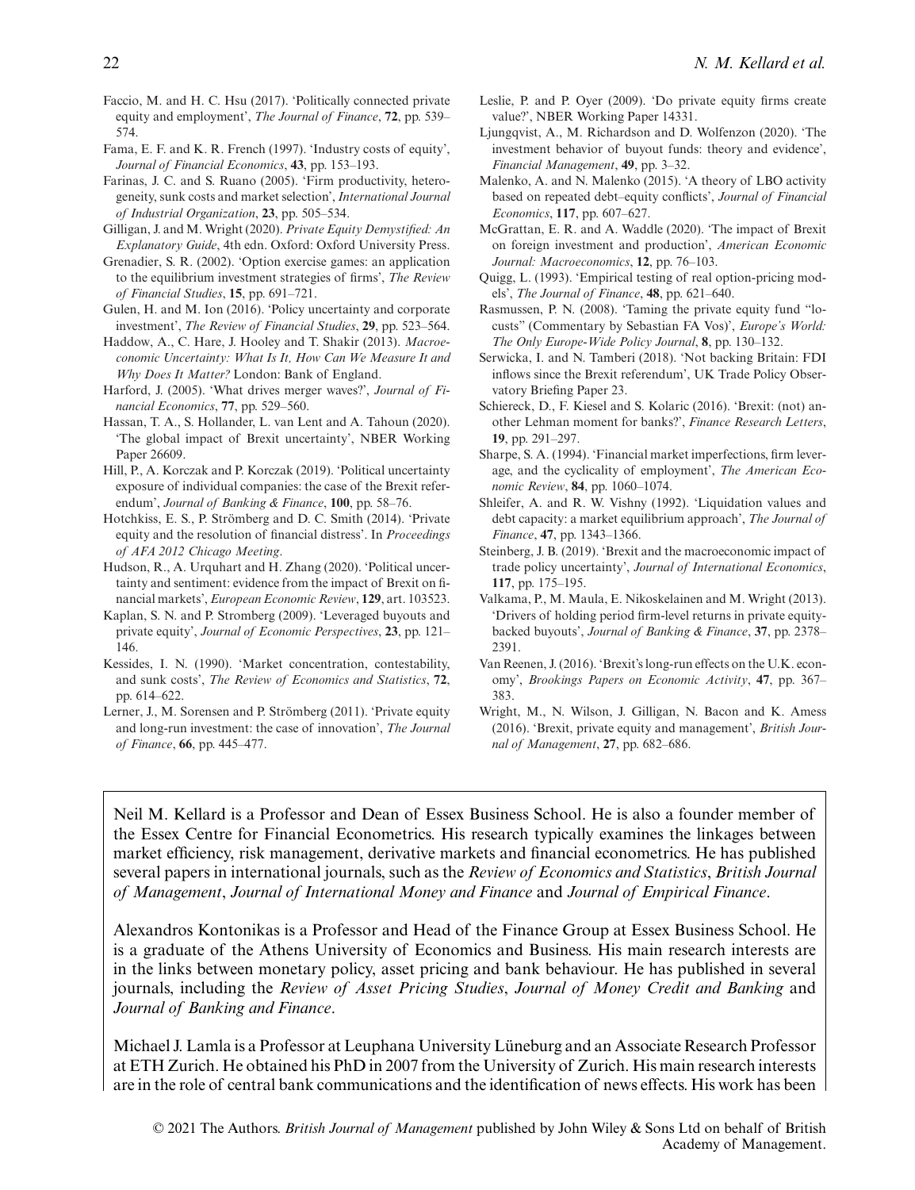Faccio, M. and H. C. Hsu (2017). 'Politically connected private equity and employment', *The Journal of Finance*, **72**, pp. 539–574.

Fama, E. F. and K. R. French (1997). 'Industry costs of equity', *Journal of Financial Economics*, **43**, pp. 153–193.

Farinas, J. C. and S. Ruano (2005). 'Firm productivity, heterogeneity, sunk costs and market selection', *International Journal of Industrial Organization*, **23**, pp. 505–534.

Gilligan, J. and M. Wright (2020). *Private Equity Demystified: An Explanatory Guide*, 4th edn. Oxford: Oxford University Press.

Grenadier, S. R. (2002). 'Option exercise games: an application to the equilibrium investment strategies of firms', *The Review of Financial Studies*, **15**, pp. 691–721.

Gulen, H. and M. Ion (2016). 'Policy uncertainty and corporate investment', *The Review of Financial Studies*, **29**, pp. 523–564.

Haddow, A., C. Hare, J. Hooley and T. Shakir (2013). *Macroeconomic Uncertainty: What Is It, How Can We Measure It and Why Does It Matter?* London: Bank of England.

Harford, J. (2005). 'What drives merger waves?', *Journal of Financial Economics*, **77**, pp. 529–560.

Hassan, T. A., S. Hollander, L. van Lent and A. Tahoun (2020). 'The global impact of Brexit uncertainty', NBER Working Paper 26609.

Hill, P., A. Korczak and P. Korczak (2019). 'Political uncertainty exposure of individual companies: the case of the Brexit referendum', *Journal of Banking & Finance*, **100**, pp. 58–76.

Hotchkiss, E. S., P. Strömberg and D. C. Smith (2014). 'Private equity and the resolution of financial distress'. In *Proceedings of AFA 2012 Chicago Meeting*.

Hudson, R., A. Urquhart and H. Zhang (2020). 'Political uncertainty and sentiment: evidence from the impact of Brexit on financial markets', *European Economic Review*, **129**, art. 103523.

Kaplan, S. N. and P. Stromberg (2009). 'Leveraged buyouts and private equity', *Journal of Economic Perspectives*, **23**, pp. 121–146.

Kessides, I. N. (1990). 'Market concentration, contestability, and sunk costs', *The Review of Economics and Statistics*, **72**, pp. 614–622.

Lerner, J., M. Sorensen and P. Strömberg (2011). 'Private equity and long-run investment: the case of innovation', *The Journal of Finance*, **66**, pp. 445–477.

Leslie, P. and P. Oyer (2009). 'Do private equity firms create value?', NBER Working Paper 14331.

Ljungqvist, A., M. Richardson and D. Wolfenzon (2020). 'The investment behavior of buyout funds: theory and evidence', *Financial Management*, **49**, pp. 3–32.

Malenko, A. and N. Malenko (2015). 'A theory of LBO activity based on repeated debt–equity conflicts', *Journal of Financial Economics*, **117**, pp. 607–627.

McGrattan, E. R. and A. Waddle (2020). 'The impact of Brexit on foreign investment and production', *American Economic Journal: Macroeconomics*, **12**, pp. 76–103.

Quigg, L. (1993). 'Empirical testing of real option-pricing models', *The Journal of Finance*, **48**, pp. 621–640.

Rasmussen, P. N. (2008). 'Taming the private equity fund "locusts" (Commentary by Sebastian FA Vos)', *Europe's World: The Only Europe-Wide Policy Journal*, **8**, pp. 130–132.

Serwicka, I. and N. Tamberi (2018). 'Not backing Britain: FDI inflows since the Brexit referendum', UK Trade Policy Observatory Briefing Paper 23.

Schiereck, D., F. Kiesel and S. Kolaric (2016). 'Brexit: (not) another Lehman moment for banks?', *Finance Research Letters*, **19**, pp. 291–297.

Sharpe, S. A. (1994). 'Financial market imperfections, firm leverage, and the cyclicality of employment', *The American Economic Review*, **84**, pp. 1060–1074.

Shleifer, A. and R. W. Vishny (1992). 'Liquidation values and debt capacity: a market equilibrium approach', *The Journal of Finance*, **47**, pp. 1343–1366.

Steinberg, J. B. (2019). 'Brexit and the macroeconomic impact of trade policy uncertainty', *Journal of International Economics*, **117**, pp. 175–195.

Valkama, P., M. Maula, E. Nikoskelainen and M. Wright (2013). 'Drivers of holding period firm-level returns in private equity-backed buyouts', *Journal of Banking & Finance*, **37**, pp. 2378–2391.

Van Reenen, J. (2016). 'Brexit's long-run effects on the U.K. economy', *Brookings Papers on Economic Activity*, **47**, pp. 367–383.

Wright, M., N. Wilson, J. Gilligan, N. Bacon and K. Amess (2016). 'Brexit, private equity and management', *British Journal of Management*, **27**, pp. 682–686.

Neil M. Kellard is a Professor and Dean of Essex Business School. He is also a founder member of the Essex Centre for Financial Econometrics. His research typically examines the linkages between market efficiency, risk management, derivative markets and financial econometrics. He has published several papers in international journals, such as the *Review of Economics and Statistics*, *British Journal of Management*, *Journal of International Money and Finance* and *Journal of Empirical Finance*.

Alexandros Kontonikas is a Professor and Head of the Finance Group at Essex Business School. He is a graduate of the Athens University of Economics and Business. His main research interests are in the links between monetary policy, asset pricing and bank behaviour. He has published in several journals, including the *Review of Asset Pricing Studies*, *Journal of Money Credit and Banking* and *Journal of Banking and Finance*.

Michael J. Lamla is a Professor at Leuphana University Lüneburg and an Associate Research Professor at ETH Zurich. He obtained his PhD in 2007 from the University of Zurich. His main research interests are in the role of central bank communications and the identification of news effects. His work has been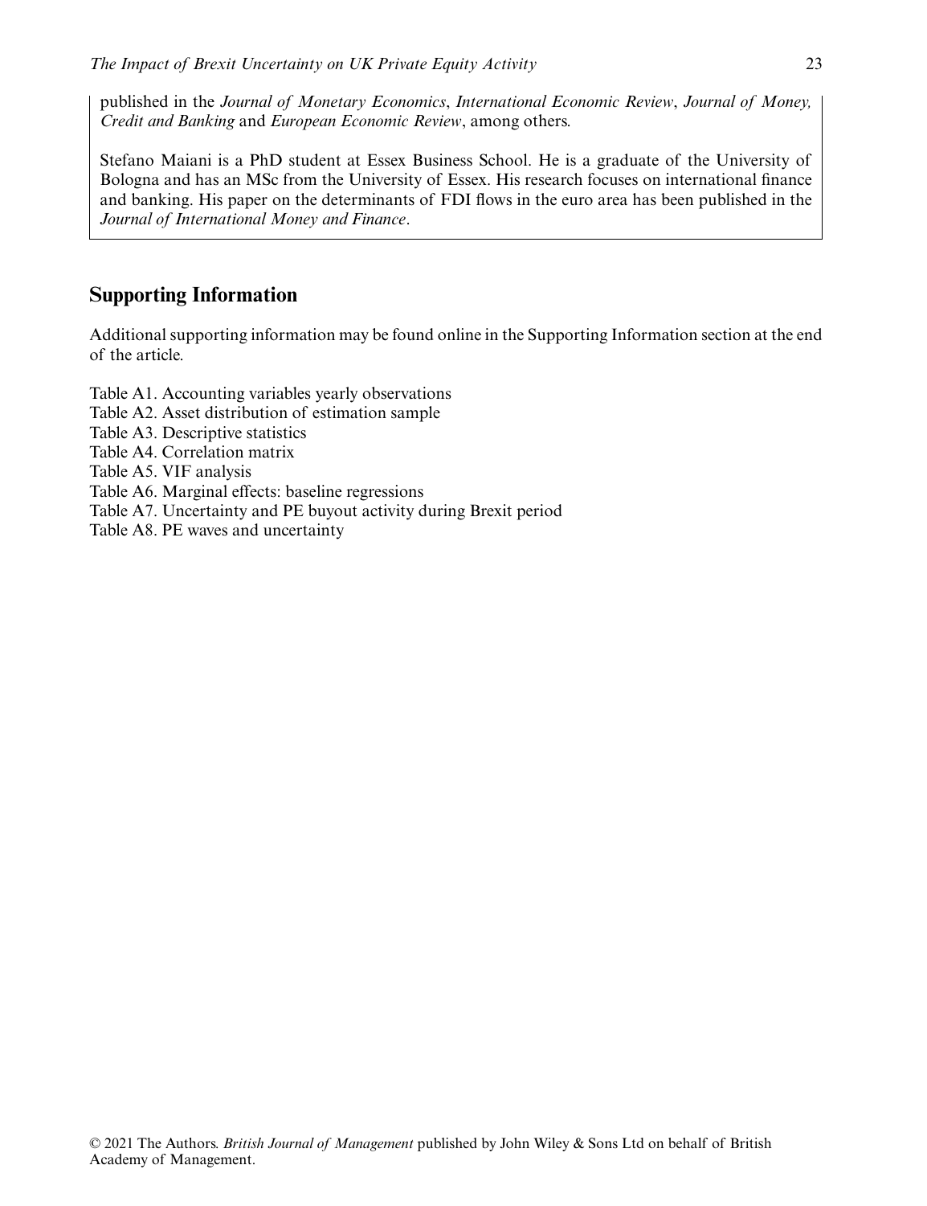published in the *Journal of Monetary Economics*, *International Economic Review*, *Journal of Money, Credit and Banking* and *European Economic Review*, among others.

Stefano Maiani is a PhD student at Essex Business School. He is a graduate of the University of Bologna and has an MSc from the University of Essex. His research focuses on international finance and banking. His paper on the determinants of FDI flows in the euro area has been published in the *Journal of International Money and Finance*.

## Supporting Information

Additional supporting information may be found online in the Supporting Information section at the end of the article.

Table A1. Accounting variables yearly observations
Table A2. Asset distribution of estimation sample
Table A3. Descriptive statistics
Table A4. Correlation matrix
Table A5. VIF analysis
Table A6. Marginal effects: baseline regressions
Table A7. Uncertainty and PE buyout activity during Brexit period
Table A8. PE waves and uncertainty